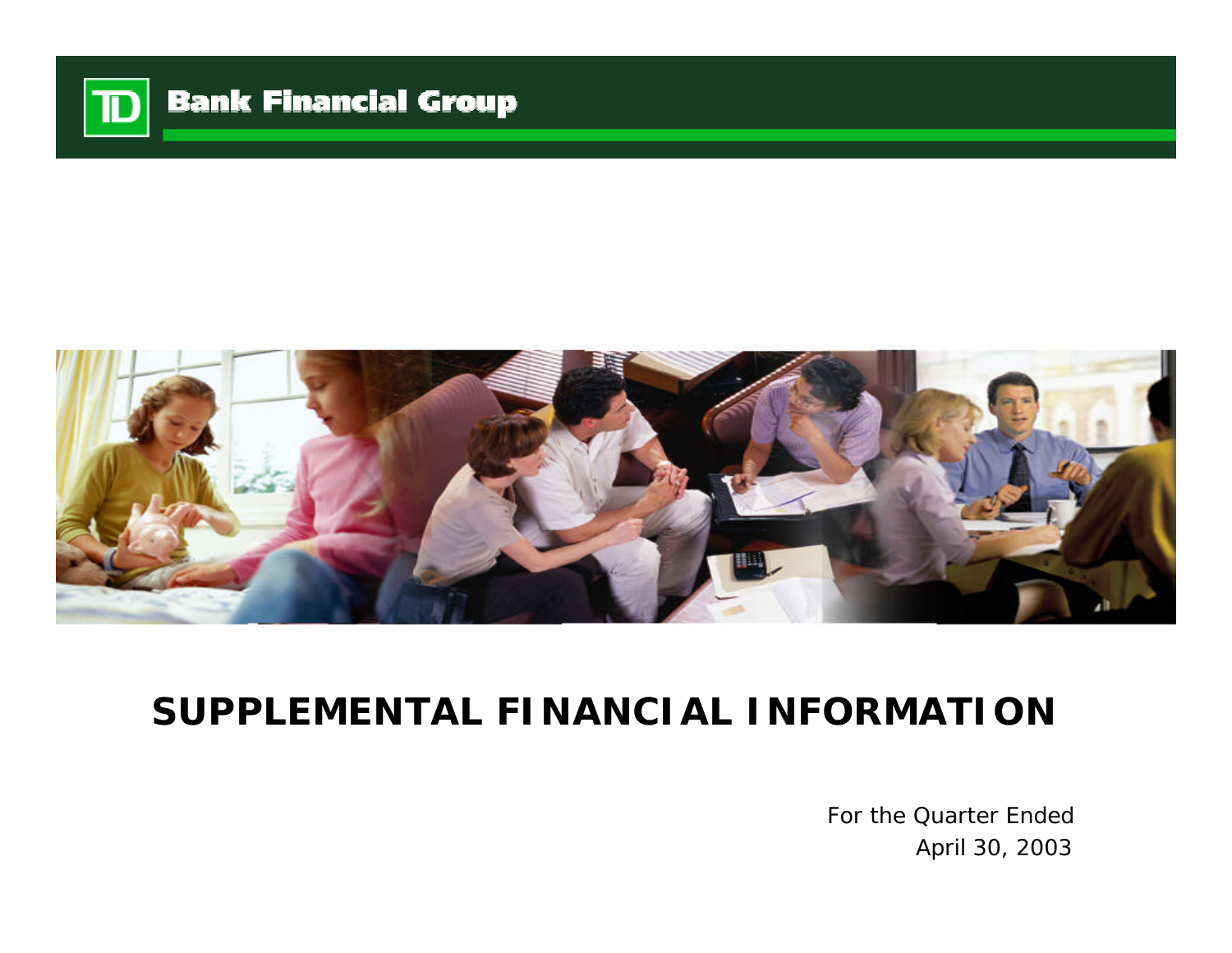TD Bank Financial Group

# SUPPLEMENTAL FINANCIAL INFORMATION

For the Quarter Ended
April 30, 2003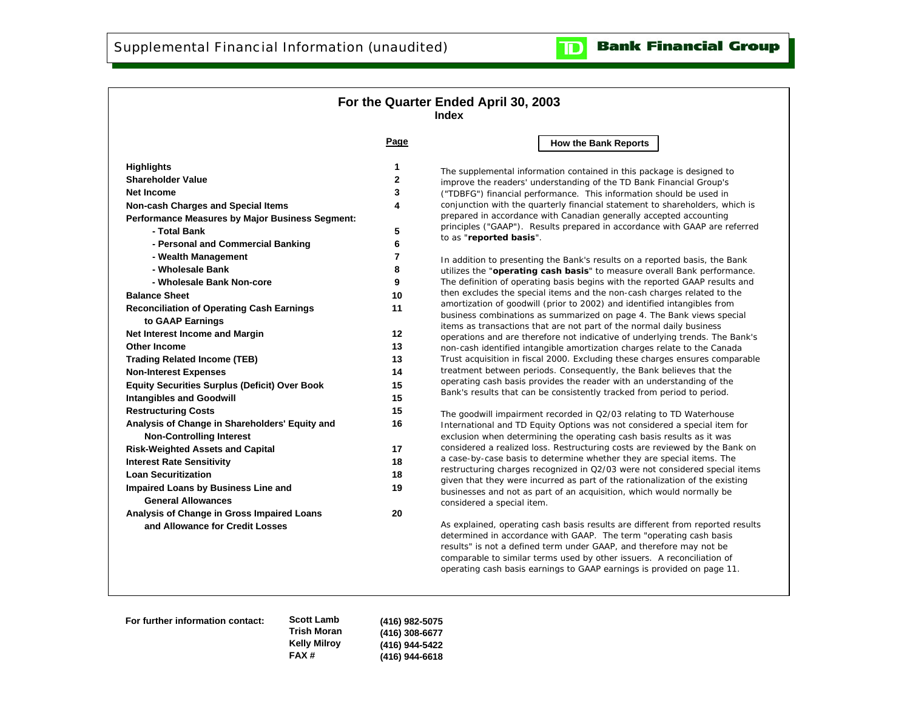# Supplemental Financial Information (unaudited)

**TD Bank Financial Group**

## For the Quarter Ended April 30, 2003

### Index

| | Page |
|---|---|
| **Highlights** | 1 |
| **Shareholder Value** | 2 |
| **Net Income** | 3 |
| **Non-cash Charges and Special Items** | 4 |
| **Performance Measures by Major Business Segment:** | |
| **- Total Bank** | 5 |
| **- Personal and Commercial Banking** | 6 |
| **- Wealth Management** | 7 |
| **- Wholesale Bank** | 8 |
| **- Wholesale Bank Non-core** | 9 |
| **Balance Sheet** | 10 |
| **Reconciliation of Operating Cash Earnings to GAAP Earnings** | 11 |
| **Net Interest Income and Margin** | 12 |
| **Other Income** | 13 |
| **Trading Related Income (TEB)** | 13 |
| **Non-Interest Expenses** | 14 |
| **Equity Securities Surplus (Deficit) Over Book** | 15 |
| **Intangibles and Goodwill** | 15 |
| **Restructuring Costs** | 15 |
| **Analysis of Change in Shareholders' Equity and Non-Controlling Interest** | 16 |
| **Risk-Weighted Assets and Capital** | 17 |
| **Interest Rate Sensitivity** | 18 |
| **Loan Securitization** | 18 |
| **Impaired Loans by Business Line and General Allowances** | 19 |
| **Analysis of Change in Gross Impaired Loans and Allowance for Credit Losses** | 20 |

### How the Bank Reports

The supplemental information contained in this package is designed to improve the readers' understanding of the TD Bank Financial Group's ("TDBFG") financial performance. This information should be used in conjunction with the quarterly financial statement to shareholders, which is prepared in accordance with Canadian generally accepted accounting principles ("GAAP"). Results prepared in accordance with GAAP are referred to as "**reported basis**".

In addition to presenting the Bank's results on a reported basis, the Bank utilizes the "**operating cash basis**" to measure overall Bank performance. The definition of operating basis begins with the reported GAAP results and then excludes the special items and the non-cash charges related to the amortization of goodwill (prior to 2002) and identified intangibles from business combinations as summarized on page 4. The Bank views special items as transactions that are not part of the normal daily business operations and are therefore not indicative of underlying trends. The Bank's non-cash identified intangible amortization charges relate to the Canada Trust acquisition in fiscal 2000. Excluding these charges ensures comparable treatment between periods. Consequently, the Bank believes that the operating cash basis provides the reader with an understanding of the Bank's results that can be consistently tracked from period to period.

The goodwill impairment recorded in Q2/03 relating to TD Waterhouse International and TD Equity Options was not considered a special item for exclusion when determining the operating cash basis results as it was considered a realized loss. Restructuring costs are reviewed by the Bank on a case-by-case basis to determine whether they are special items. The restructuring charges recognized in Q2/03 were not considered special items given that they were incurred as part of the rationalization of the existing businesses and not as part of an acquisition, which would normally be considered a special item.

As explained, operating cash basis results are different from reported results determined in accordance with GAAP. The term "operating cash basis results" is not a defined term under GAAP, and therefore may not be comparable to similar terms used by other issuers. A reconciliation of operating cash basis earnings to GAAP earnings is provided on page 11.

**For further information contact:**

| | |
|---|---|
| **Scott Lamb** | **(416) 982-5075** |
| **Trish Moran** | **(416) 308-6677** |
| **Kelly Milroy** | **(416) 944-5422** |
| **FAX #** | **(416) 944-6618** |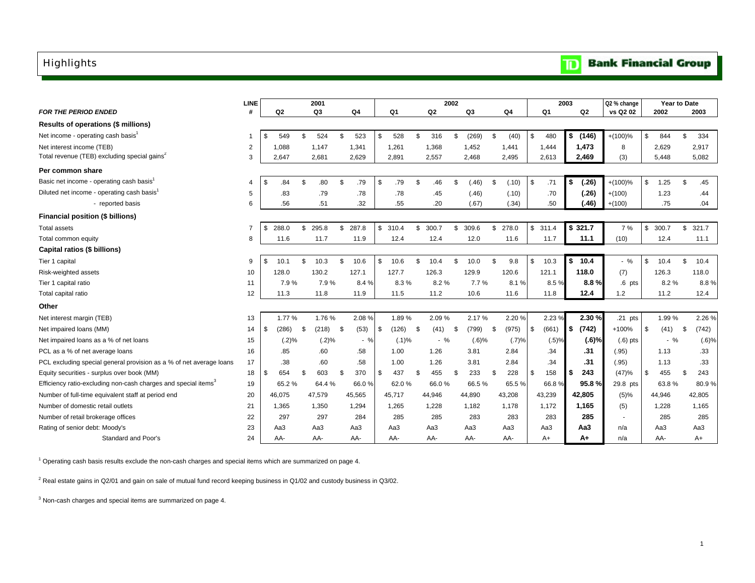# Highlights

**TD Bank Financial Group**

| *FOR THE PERIOD ENDED* | LINE # | 2001 Q2 | 2001 Q3 | 2001 Q4 | 2002 Q1 | 2002 Q2 | 2002 Q3 | 2002 Q4 | 2003 Q1 | 2003 Q2 | Q2 % change vs Q2 02 | Year to Date 2002 | Year to Date 2003 |
|---|---|---|---|---|---|---|---|---|---|---|---|---|---|
| **Results of operations ($ millions)** | | | | | | | | | | | | | |
| Net income - operating cash basis[1] | 1 | $ 549 | $ 524 | $ 523 | $ 528 | $ 316 | $ (269) | $ (40) | $ 480 | **$ (146)** | +(100)% | $ 844 | $ 334 |
| Net interest income (TEB) | 2 | 1,088 | 1,147 | 1,341 | 1,261 | 1,368 | 1,452 | 1,441 | 1,444 | **1,473** | 8 | 2,629 | 2,917 |
| Total revenue (TEB) excluding special gains[2] | 3 | 2,647 | 2,681 | 2,629 | 2,891 | 2,557 | 2,468 | 2,495 | 2,613 | **2,469** | (3) | 5,448 | 5,082 |
| **Per common share** | | | | | | | | | | | | | |
| Basic net income - operating cash basis[1] | 4 | $ .84 | $ .80 | $ .79 | $ .79 | $ .46 | $ (.46) | $ (.10) | $ .71 | **$ (.26)** | +(100)% | $ 1.25 | $ .45 |
| Diluted net income - operating cash basis[1] | 5 | .83 | .79 | .78 | .78 | .45 | (.46) | (.10) | .70 | **(.26)** | +(100) | 1.23 | .44 |
| - reported basis | 6 | .56 | .51 | .32 | .55 | .20 | (.67) | (.34) | .50 | **(.46)** | +(100) | .75 | .04 |
| **Financial position ($ billions)** | | | | | | | | | | | | | |
| Total assets | 7 | $ 288.0 | $ 295.8 | $ 287.8 | $ 310.4 | $ 300.7 | $ 309.6 | $ 278.0 | $ 311.4 | **$ 321.7** | 7 % | $ 300.7 | $ 321.7 |
| Total common equity | 8 | 11.6 | 11.7 | 11.9 | 12.4 | 12.4 | 12.0 | 11.6 | 11.7 | **11.1** | (10) | 12.4 | 11.1 |
| **Capital ratios ($ billions)** | | | | | | | | | | | | | |
| Tier 1 capital | 9 | $ 10.1 | $ 10.3 | $ 10.6 | $ 10.6 | $ 10.4 | $ 10.0 | $ 9.8 | $ 10.3 | **$ 10.4** | - % | $ 10.4 | $ 10.4 |
| Risk-weighted assets | 10 | 128.0 | 130.2 | 127.1 | 127.7 | 126.3 | 129.9 | 120.6 | 121.1 | **118.0** | (7) | 126.3 | 118.0 |
| Tier 1 capital ratio | 11 | 7.9 % | 7.9 % | 8.4 % | 8.3 % | 8.2 % | 7.7 % | 8.1 % | 8.5 % | **8.8 %** | .6 pts | 8.2 % | 8.8 % |
| Total capital ratio | 12 | 11.3 | 11.8 | 11.9 | 11.5 | 11.2 | 10.6 | 11.6 | 11.8 | **12.4** | 1.2 | 11.2 | 12.4 |
| **Other** | | | | | | | | | | | | | |
| Net interest margin (TEB) | 13 | 1.77 % | 1.76 % | 2.08 % | 1.89 % | 2.09 % | 2.17 % | 2.20 % | 2.23 % | **2.30 %** | .21 pts | 1.99 % | 2.26 % |
| Net impaired loans (MM) | 14 | $ (286) | $ (218) | $ (53) | $ (126) | $ (41) | $ (799) | $ (975) | $ (661) | **$ (742)** | +100% | $ (41) | $ (742) |
| Net impaired loans as a % of net loans | 15 | (.2)% | (.2)% | - % | (.1)% | - % | (.6)% | (.7)% | (.5)% | **(.6)%** | (.6) pts | - % | (.6)% |
| PCL as a % of net average loans | 16 | .85 | .60 | .58 | 1.00 | 1.26 | 3.81 | 2.84 | .34 | **.31** | (.95) | 1.13 | .33 |
| PCL excluding special general provision as a % of net average loans | 17 | .38 | .60 | .58 | 1.00 | 1.26 | 3.81 | 2.84 | .34 | **.31** | (.95) | 1.13 | .33 |
| Equity securities - surplus over book (MM) | 18 | $ 654 | $ 603 | $ 370 | $ 437 | $ 455 | $ 233 | $ 228 | $ 158 | **$ 243** | (47)% | $ 455 | $ 243 |
| Efficiency ratio-excluding non-cash charges and special items[3] | 19 | 65.2 % | 64.4 % | 66.0 % | 62.0 % | 66.0 % | 66.5 % | 65.5 % | 66.8 % | **95.8 %** | 29.8 pts | 63.8 % | 80.9 % |
| Number of full-time equivalent staff at period end | 20 | 46,075 | 47,579 | 45,565 | 45,717 | 44,946 | 44,890 | 43,208 | 43,239 | **42,805** | (5)% | 44,946 | 42,805 |
| Number of domestic retail outlets | 21 | 1,365 | 1,350 | 1,294 | 1,265 | 1,228 | 1,182 | 1,178 | 1,172 | **1,165** | (5) | 1,228 | 1,165 |
| Number of retail brokerage offices | 22 | 297 | 297 | 284 | 285 | 285 | 283 | 283 | 283 | **285** | - | 285 | 285 |
| Rating of senior debt: Moody's | 23 | Aa3 | Aa3 | Aa3 | Aa3 | Aa3 | Aa3 | Aa3 | Aa3 | **Aa3** | n/a | Aa3 | Aa3 |
| Standard and Poor's | 24 | AA- | AA- | AA- | AA- | AA- | AA- | AA- | A+ | **A+** | n/a | AA- | A+ |

[1] Operating cash basis results exclude the non-cash charges and special items which are summarized on page 4.

[2] Real estate gains in Q2/01 and gain on sale of mutual fund record keeping business in Q1/02 and custody business in Q3/02.

[3] Non-cash charges and special items are summarized on page 4.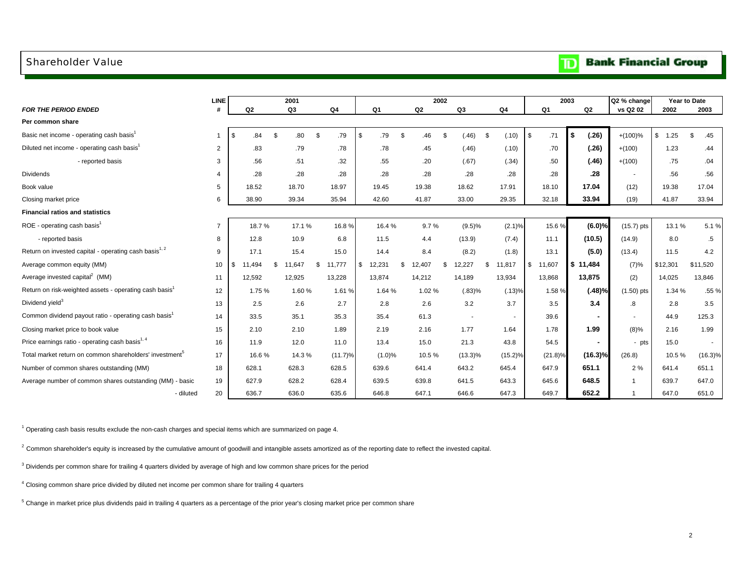# Shareholder Value

**TD Bank Financial Group**

| FOR THE PERIOD ENDED | LINE # | 2001 Q2 | 2001 Q3 | 2001 Q4 | 2002 Q1 | 2002 Q2 | 2002 Q3 | 2002 Q4 | 2003 Q1 | 2003 Q2 | Q2 % change vs Q2 02 | Year to Date 2002 | Year to Date 2003 |
|---|---|---|---|---|---|---|---|---|---|---|---|---|---|
| **Per common share** | | | | | | | | | | | | | |
| Basic net income - operating cash basis[1] | 1 | $ .84 | $ .80 | $ .79 | $ .79 | $ .46 | $ (.46) | $ (.10) | $ .71 | **$ (.26)** | +(100)% | $ 1.25 | $ .45 |
| Diluted net income - operating cash basis[1] | 2 | .83 | .79 | .78 | .78 | .45 | (.46) | (.10) | .70 | **(.26)** | +(100) | 1.23 | .44 |
| - reported basis | 3 | .56 | .51 | .32 | .55 | .20 | (.67) | (.34) | .50 | **(.46)** | +(100) | .75 | .04 |
| Dividends | 4 | .28 | .28 | .28 | .28 | .28 | .28 | .28 | .28 | **.28** | - | .56 | .56 |
| Book value | 5 | 18.52 | 18.70 | 18.97 | 19.45 | 19.38 | 18.62 | 17.91 | 18.10 | **17.04** | (12) | 19.38 | 17.04 |
| Closing market price | 6 | 38.90 | 39.34 | 35.94 | 42.60 | 41.87 | 33.00 | 29.35 | 32.18 | **33.94** | (19) | 41.87 | 33.94 |
| **Financial ratios and statistics** | | | | | | | | | | | | | |
| ROE - operating cash basis[1] | 7 | 18.7 % | 17.1 % | 16.8 % | 16.4 % | 9.7 % | (9.5)% | (2.1)% | 15.6 % | **(6.0)%** | (15.7) pts | 13.1 % | 5.1 % |
| - reported basis | 8 | 12.8 | 10.9 | 6.8 | 11.5 | 4.4 | (13.9) | (7.4) | 11.1 | **(10.5)** | (14.9) | 8.0 | .5 |
| Return on invested capital - operating cash basis[1, 2] | 9 | 17.1 | 15.4 | 15.0 | 14.4 | 8.4 | (8.2) | (1.8) | 13.1 | **(5.0)** | (13.4) | 11.5 | 4.2 |
| Average common equity (MM) | 10 | $ 11,494 | $ 11,647 | $ 11,777 | $ 12,231 | $ 12,407 | $ 12,227 | $ 11,817 | $ 11,607 | **$ 11,484** | (7)% | $12,301 | $11,520 |
| Average invested capital[2] (MM) | 11 | 12,592 | 12,925 | 13,228 | 13,874 | 14,212 | 14,189 | 13,934 | 13,868 | **13,875** | (2) | 14,025 | 13,846 |
| Return on risk-weighted assets - operating cash basis[1] | 12 | 1.75 % | 1.60 % | 1.61 % | 1.64 % | 1.02 % | (.83)% | (.13)% | 1.58 % | **(.48)%** | (1.50) pts | 1.34 % | .55 % |
| Dividend yield[3] | 13 | 2.5 | 2.6 | 2.7 | 2.8 | 2.6 | 3.2 | 3.7 | 3.5 | **3.4** | .8 | 2.8 | 3.5 |
| Common dividend payout ratio - operating cash basis[1] | 14 | 33.5 | 35.1 | 35.3 | 35.4 | 61.3 | - | - | 39.6 | **-** | - | 44.9 | 125.3 |
| Closing market price to book value | 15 | 2.10 | 2.10 | 1.89 | 2.19 | 2.16 | 1.77 | 1.64 | 1.78 | **1.99** | (8)% | 2.16 | 1.99 |
| Price earnings ratio - operating cash basis[1, 4] | 16 | 11.9 | 12.0 | 11.0 | 13.4 | 15.0 | 21.3 | 43.8 | 54.5 | **-** | - pts | 15.0 | - |
| Total market return on common shareholders' investment[5] | 17 | 16.6 % | 14.3 % | (11.7)% | (1.0)% | 10.5 % | (13.3)% | (15.2)% | (21.8)% | **(16.3)%** | (26.8) | 10.5 % | (16.3)% |
| Number of common shares outstanding (MM) | 18 | 628.1 | 628.3 | 628.5 | 639.6 | 641.4 | 643.2 | 645.4 | 647.9 | **651.1** | 2 % | 641.4 | 651.1 |
| Average number of common shares outstanding (MM) - basic | 19 | 627.9 | 628.2 | 628.4 | 639.5 | 639.8 | 641.5 | 643.3 | 645.6 | **648.5** | 1 | 639.7 | 647.0 |
| - diluted | 20 | 636.7 | 636.0 | 635.6 | 646.8 | 647.1 | 646.6 | 647.3 | 649.7 | **652.2** | 1 | 647.0 | 651.0 |

[1] Operating cash basis results exclude the non-cash charges and special items which are summarized on page 4.

[2] Common shareholder's equity is increased by the cumulative amount of goodwill and intangible assets amortized as of the reporting date to reflect the invested capital.

[3] Dividends per common share for trailing 4 quarters divided by average of high and low common share prices for the period

[4] Closing common share price divided by diluted net income per common share for trailing 4 quarters

[5] Change in market price plus dividends paid in trailing 4 quarters as a percentage of the prior year's closing market price per common share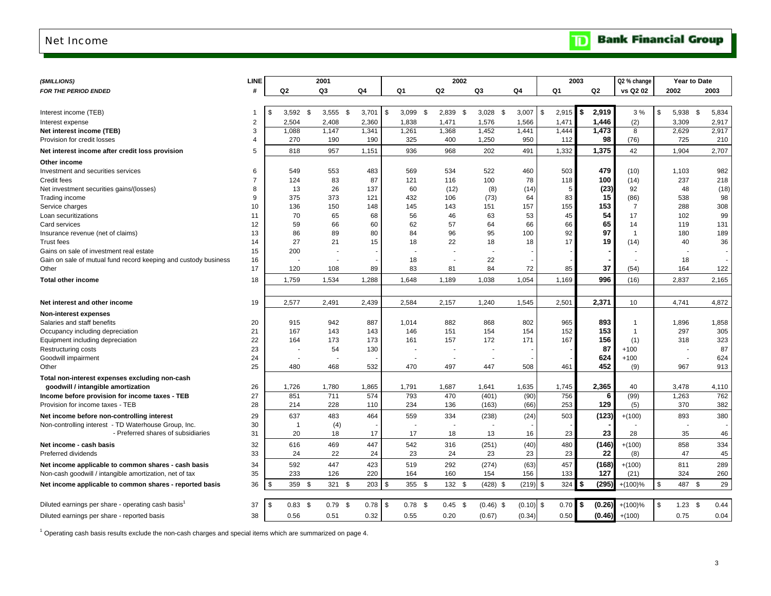# Net Income

| *($MILLIONS)* | LINE | 2001 | | | 2002 | | | | 2003 | | Q2 % change | Year to Date | |
|---|---|---|---|---|---|---|---|---|---|---|---|---|---|
| *FOR THE PERIOD ENDED* | # | Q2 | Q3 | Q4 | Q1 | Q2 | Q3 | Q4 | Q1 | Q2 | vs Q2 02 | 2002 | 2003 |
| Interest income (TEB) | 1 | $ 3,592 | $ 3,555 | $ 3,701 | $ 3,099 | $ 2,839 | $ 3,028 | $ 3,007 | $ 2,915 | **$ 2,919** | 3 % | $ 5,938 | $ 5,834 |
| Interest expense | 2 | 2,504 | 2,408 | 2,360 | 1,838 | 1,471 | 1,576 | 1,566 | 1,471 | **1,446** | (2) | 3,309 | 2,917 |
| **Net interest income (TEB)** | 3 | 1,088 | 1,147 | 1,341 | 1,261 | 1,368 | 1,452 | 1,441 | 1,444 | **1,473** | 8 | 2,629 | 2,917 |
| Provision for credit losses | 4 | 270 | 190 | 190 | 325 | 400 | 1,250 | 950 | 112 | **98** | (76) | 725 | 210 |
| **Net interest income after credit loss provision** | 5 | 818 | 957 | 1,151 | 936 | 968 | 202 | 491 | 1,332 | **1,375** | 42 | 1,904 | 2,707 |
| **Other income** | | | | | | | | | | | | | |
| Investment and securities services | 6 | 549 | 553 | 483 | 569 | 534 | 522 | 460 | 503 | **479** | (10) | 1,103 | 982 |
| Credit fees | 7 | 124 | 83 | 87 | 121 | 116 | 100 | 78 | 118 | **100** | (14) | 237 | 218 |
| Net investment securities gains/(losses) | 8 | 13 | 26 | 137 | 60 | (12) | (8) | (14) | 5 | **(23)** | 92 | 48 | (18) |
| Trading income | 9 | 375 | 373 | 121 | 432 | 106 | (73) | 64 | 83 | **15** | (86) | 538 | 98 |
| Service charges | 10 | 136 | 150 | 148 | 145 | 143 | 151 | 157 | 155 | **153** | 7 | 288 | 308 |
| Loan securitizations | 11 | 70 | 65 | 68 | 56 | 46 | 63 | 53 | 45 | **54** | 17 | 102 | 99 |
| Card services | 12 | 59 | 66 | 60 | 62 | 57 | 64 | 66 | 66 | **65** | 14 | 119 | 131 |
| Insurance revenue (net of claims) | 13 | 86 | 89 | 80 | 84 | 96 | 95 | 100 | 92 | **97** | 1 | 180 | 189 |
| Trust fees | 14 | 27 | 21 | 15 | 18 | 22 | 18 | 18 | 17 | **19** | (14) | 40 | 36 |
| Gains on sale of investment real estate | 15 | 200 | - | - | - | - | - | - | - | **-** | - | - | - |
| Gain on sale of mutual fund record keeping and custody business | 16 | - | - | - | 18 | - | 22 | - | - | **-** | - | 18 | - |
| Other | 17 | 120 | 108 | 89 | 83 | 81 | 84 | 72 | 85 | **37** | (54) | 164 | 122 |
| **Total other income** | 18 | 1,759 | 1,534 | 1,288 | 1,648 | 1,189 | 1,038 | 1,054 | 1,169 | **996** | (16) | 2,837 | 2,165 |
| **Net interest and other income** | 19 | 2,577 | 2,491 | 2,439 | 2,584 | 2,157 | 1,240 | 1,545 | 2,501 | **2,371** | 10 | 4,741 | 4,872 |
| **Non-interest expenses** | | | | | | | | | | | | | |
| Salaries and staff benefits | 20 | 915 | 942 | 887 | 1,014 | 882 | 868 | 802 | 965 | **893** | 1 | 1,896 | 1,858 |
| Occupancy including depreciation | 21 | 167 | 143 | 143 | 146 | 151 | 154 | 154 | 152 | **153** | 1 | 297 | 305 |
| Equipment including depreciation | 22 | 164 | 173 | 173 | 161 | 157 | 172 | 171 | 167 | **156** | (1) | 318 | 323 |
| Restructuring costs | 23 | - | 54 | 130 | - | - | - | - | - | **87** | +100 | - | 87 |
| Goodwill impairment | 24 | - | - | - | - | - | - | - | - | **624** | +100 | - | 624 |
| Other | 25 | 480 | 468 | 532 | 470 | 497 | 447 | 508 | 461 | **452** | (9) | 967 | 913 |
| **Total non-interest expenses excluding non-cash goodwill / intangible amortization** | 26 | 1,726 | 1,780 | 1,865 | 1,791 | 1,687 | 1,641 | 1,635 | 1,745 | **2,365** | 40 | 3,478 | 4,110 |
| **Income before provision for income taxes - TEB** | 27 | 851 | 711 | 574 | 793 | 470 | (401) | (90) | 756 | **6** | (99) | 1,263 | 762 |
| Provision for income taxes - TEB | 28 | 214 | 228 | 110 | 234 | 136 | (163) | (66) | 253 | **129** | (5) | 370 | 382 |
| **Net income before non-controlling interest** | 29 | 637 | 483 | 464 | 559 | 334 | (238) | (24) | 503 | **(123)** | +(100) | 893 | 380 |
| Non-controlling interest - TD Waterhouse Group, Inc. | 30 | 1 | (4) | - | - | - | - | - | - | **-** | - | - | - |
| - Preferred shares of subsidiaries | 31 | 20 | 18 | 17 | 17 | 18 | 13 | 16 | 23 | **23** | 28 | 35 | 46 |
| **Net income - cash basis** | 32 | 616 | 469 | 447 | 542 | 316 | (251) | (40) | 480 | **(146)** | +(100) | 858 | 334 |
| Preferred dividends | 33 | 24 | 22 | 24 | 23 | 24 | 23 | 23 | 23 | **22** | (8) | 47 | 45 |
| **Net income applicable to common shares - cash basis** | 34 | 592 | 447 | 423 | 519 | 292 | (274) | (63) | 457 | **(168)** | +(100) | 811 | 289 |
| Non-cash goodwill / intangible amortization, net of tax | 35 | 233 | 126 | 220 | 164 | 160 | 154 | 156 | 133 | **127** | (21) | 324 | 260 |
| **Net income applicable to common shares - reported basis** | 36 | $ 359 | $ 321 | $ 203 | $ 355 | $ 132 | $ (428) | $ (219) | $ 324 | **$ (295)** | +(100)% | $ 487 | $ 29 |
| Diluted earnings per share - operating cash basis[1] | 37 | $ 0.83 | $ 0.79 | $ 0.78 | $ 0.78 | $ 0.45 | $ (0.46) | $ (0.10) | $ 0.70 | **$ (0.26)** | +(100)% | $ 1.23 | $ 0.44 |
| Diluted earnings per share - reported basis | 38 | 0.56 | 0.51 | 0.32 | 0.55 | 0.20 | (0.67) | (0.34) | 0.50 | **(0.46)** | +(100) | 0.75 | 0.04 |

[1] Operating cash basis results exclude the non-cash charges and special items which are summarized on page 4.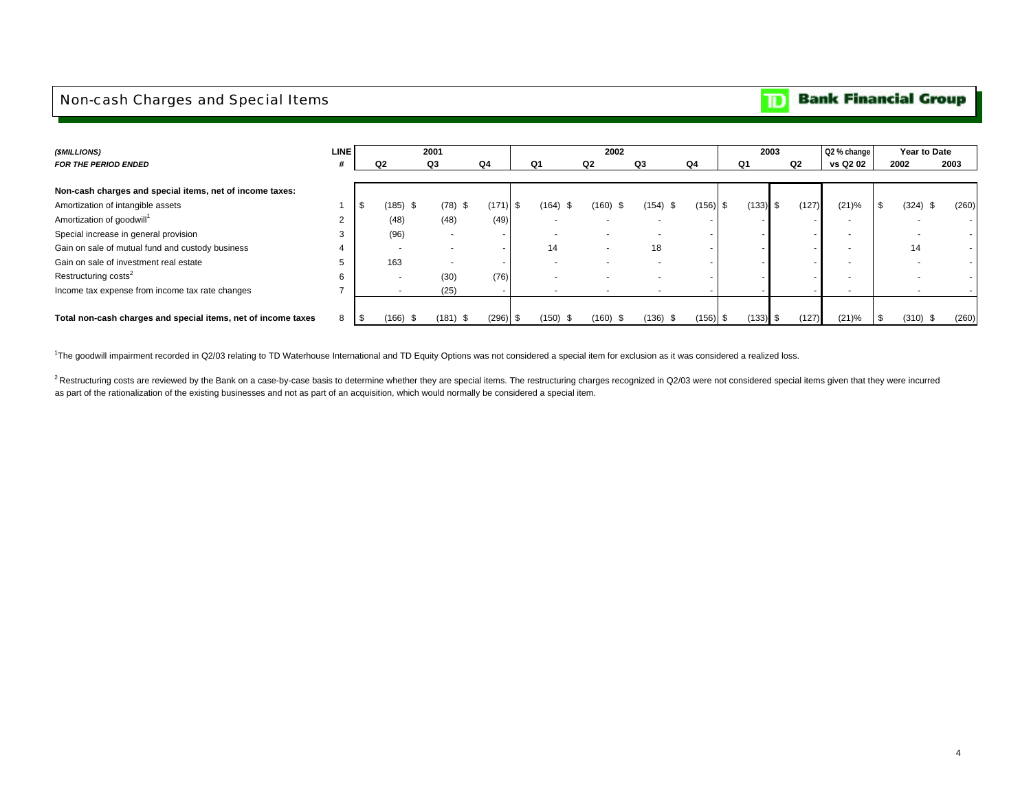# Non-cash Charges and Special Items

**TD Bank Financial Group**

| ***($MILLIONS)*** | **LINE** | **2001** | | | **2002** | | | | **2003** | | **Q2 % change** | **Year to Date** | |
|---|---|---|---|---|---|---|---|---|---|---|---|---|---|
| ***FOR THE PERIOD ENDED*** | **#** | **Q2** | **Q3** | **Q4** | **Q1** | **Q2** | **Q3** | **Q4** | **Q1** | **Q2** | **vs Q2 02** | **2002** | **2003** |
| **Non-cash charges and special items, net of income taxes:** | | | | | | | | | | | | | |
| Amortization of intangible assets | 1 | $ (185) | $ (78) | $ (171) | $ (164) | $ (160) | $ (154) | $ (156) | $ (133) | $ (127) | (21)% | $ (324) | $ (260) |
| Amortization of goodwill[1] | 2 | (48) | (48) | (49) | - | - | - | - | - | - | - | - | - |
| Special increase in general provision | 3 | (96) | - | - | - | - | - | - | - | - | - | - | - |
| Gain on sale of mutual fund and custody business | 4 | - | - | - | 14 | - | 18 | - | - | - | - | 14 | - |
| Gain on sale of investment real estate | 5 | 163 | - | - | - | - | - | - | - | - | - | - | - |
| Restructuring costs[2] | 6 | - | (30) | (76) | - | - | - | - | - | - | - | - | - |
| Income tax expense from income tax rate changes | 7 | - | (25) | - | - | - | - | - | - | - | - | - | - |
| **Total non-cash charges and special items, net of income taxes** | 8 | $ (166) | $ (181) | $ (296) | $ (150) | $ (160) | $ (136) | $ (156) | $ (133) | $ (127) | (21)% | $ (310) | $ (260) |

[1]The goodwill impairment recorded in Q2/03 relating to TD Waterhouse International and TD Equity Options was not considered a special item for exclusion as it was considered a realized loss.

[2]Restructuring costs are reviewed by the Bank on a case-by-case basis to determine whether they are special items. The restructuring charges recognized in Q2/03 were not considered special items given that they were incurred as part of the rationalization of the existing businesses and not as part of an acquisition, which would normally be considered a special item.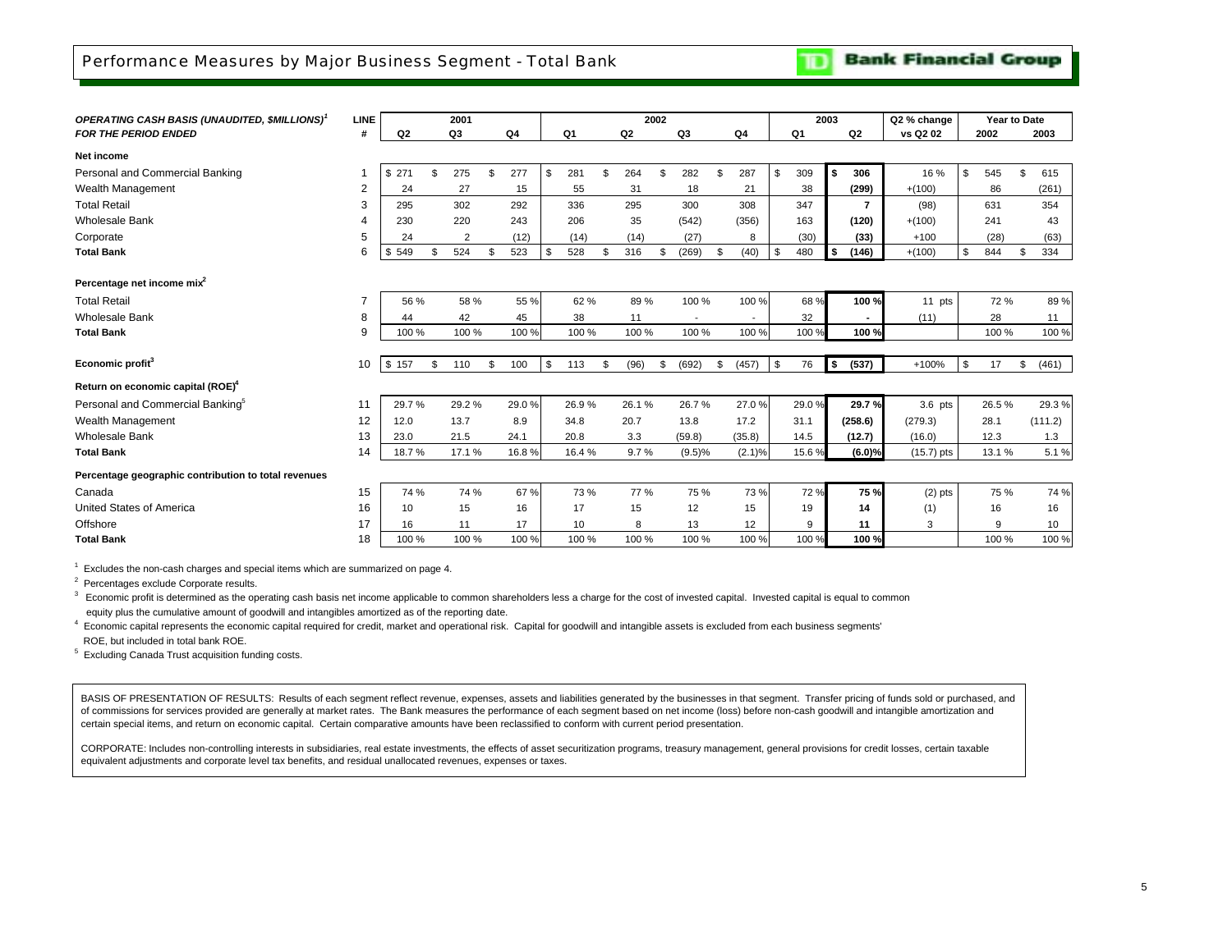# Performance Measures by Major Business Segment - Total Bank

TD Bank Financial Group

| *OPERATING CASH BASIS (UNAUDITED, $MILLIONS)*[1] *FOR THE PERIOD ENDED* | LINE # | 2001 Q2 | 2001 Q3 | 2001 Q4 | 2002 Q1 | 2002 Q2 | 2002 Q3 | 2002 Q4 | 2003 Q1 | 2003 Q2 | Q2 % change vs Q2 02 | Year to Date 2002 | Year to Date 2003 |
|---|---|---|---|---|---|---|---|---|---|---|---|---|---|
| **Net income** | | | | | | | | | | | | | |
| Personal and Commercial Banking | 1 | $ 271 | $ 275 | $ 277 | $ 281 | $ 264 | $ 282 | $ 287 | $ 309 | **$ 306** | 16 % | $ 545 | $ 615 |
| Wealth Management | 2 | 24 | 27 | 15 | 55 | 31 | 18 | 21 | 38 | **(299)** | +(100) | 86 | (261) |
| Total Retail | 3 | 295 | 302 | 292 | 336 | 295 | 300 | 308 | 347 | **7** | (98) | 631 | 354 |
| Wholesale Bank | 4 | 230 | 220 | 243 | 206 | 35 | (542) | (356) | 163 | **(120)** | +(100) | 241 | 43 |
| Corporate | 5 | 24 | 2 | (12) | (14) | (14) | (27) | 8 | (30) | **(33)** | +100 | (28) | (63) |
| **Total Bank** | 6 | $ 549 | $ 524 | $ 523 | $ 528 | $ 316 | $ (269) | $ (40) | $ 480 | **$ (146)** | +(100) | $ 844 | $ 334 |
| **Percentage net income mix**[2] | | | | | | | | | | | | | |
| Total Retail | 7 | 56 % | 58 % | 55 % | 62 % | 89 % | 100 % | 100 % | 68 % | **100 %** | 11 pts | 72 % | 89 % |
| Wholesale Bank | 8 | 44 | 42 | 45 | 38 | 11 | - | - | 32 | **-** | (11) | 28 | 11 |
| **Total Bank** | 9 | 100 % | 100 % | 100 % | 100 % | 100 % | 100 % | 100 % | 100 % | **100 %** | | 100 % | 100 % |
| **Economic profit**[3] | 10 | $ 157 | $ 110 | $ 100 | $ 113 | $ (96) | $ (692) | $ (457) | $ 76 | **$ (537)** | +100% | $ 17 | $ (461) |
| **Return on economic capital (ROE)**[4] | | | | | | | | | | | | | |
| Personal and Commercial Banking[5] | 11 | 29.7 % | 29.2 % | 29.0 % | 26.9 % | 26.1 % | 26.7 % | 27.0 % | 29.0 % | **29.7 %** | 3.6 pts | 26.5 % | 29.3 % |
| Wealth Management | 12 | 12.0 | 13.7 | 8.9 | 34.8 | 20.7 | 13.8 | 17.2 | 31.1 | **(258.6)** | (279.3) | 28.1 | (111.2) |
| Wholesale Bank | 13 | 23.0 | 21.5 | 24.1 | 20.8 | 3.3 | (59.8) | (35.8) | 14.5 | **(12.7)** | (16.0) | 12.3 | 1.3 |
| **Total Bank** | 14 | 18.7 % | 17.1 % | 16.8 % | 16.4 % | 9.7 % | (9.5)% | (2.1)% | 15.6 % | **(6.0)%** | (15.7) pts | 13.1 % | 5.1 % |
| **Percentage geographic contribution to total revenues** | | | | | | | | | | | | | |
| Canada | 15 | 74 % | 74 % | 67 % | 73 % | 77 % | 75 % | 73 % | 72 % | **75 %** | (2) pts | 75 % | 74 % |
| United States of America | 16 | 10 | 15 | 16 | 17 | 15 | 12 | 15 | 19 | **14** | (1) | 16 | 16 |
| Offshore | 17 | 16 | 11 | 17 | 10 | 8 | 13 | 12 | 9 | **11** | 3 | 9 | 10 |
| **Total Bank** | 18 | 100 % | 100 % | 100 % | 100 % | 100 % | 100 % | 100 % | 100 % | **100 %** | | 100 % | 100 % |

[1] Excludes the non-cash charges and special items which are summarized on page 4.

[2] Percentages exclude Corporate results.

[3] Economic profit is determined as the operating cash basis net income applicable to common shareholders less a charge for the cost of invested capital. Invested capital is equal to common equity plus the cumulative amount of goodwill and intangibles amortized as of the reporting date.

[4] Economic capital represents the economic capital required for credit, market and operational risk. Capital for goodwill and intangible assets is excluded from each business segments' ROE, but included in total bank ROE.

[5] Excluding Canada Trust acquisition funding costs.

BASIS OF PRESENTATION OF RESULTS: Results of each segment reflect revenue, expenses, assets and liabilities generated by the businesses in that segment. Transfer pricing of funds sold or purchased, and of commissions for services provided are generally at market rates. The Bank measures the performance of each segment based on net income (loss) before non-cash goodwill and intangible amortization and certain special items, and return on economic capital. Certain comparative amounts have been reclassified to conform with current period presentation.

CORPORATE: Includes non-controlling interests in subsidiaries, real estate investments, the effects of asset securitization programs, treasury management, general provisions for credit losses, certain taxable equivalent adjustments and corporate level tax benefits, and residual unallocated revenues, expenses or taxes.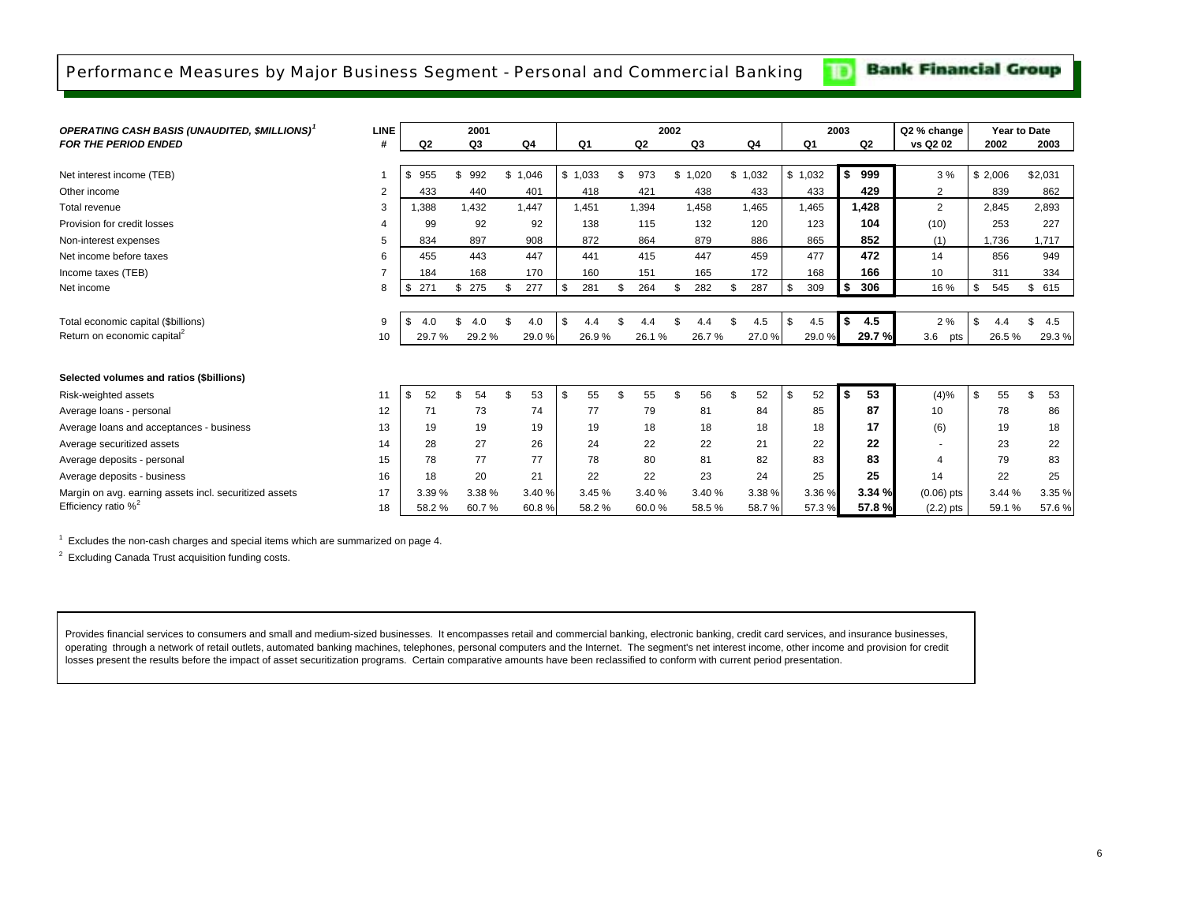# Performance Measures by Major Business Segment - Personal and Commercial Banking

**Bank Financial Group**

| ***OPERATING CASH BASIS (UNAUDITED, $MILLIONS)[1]*** | **LINE** | **2001** | | | **2002** | | | | **2003** | | **Q2 % change** | **Year to Date** | |
|---|---|---|---|---|---|---|---|---|---|---|---|---|---|
| ***FOR THE PERIOD ENDED*** | **#** | **Q2** | **Q3** | **Q4** | **Q1** | **Q2** | **Q3** | **Q4** | **Q1** | **Q2** | **vs Q2 02** | **2002** | **2003** |
| Net interest income (TEB) | 1 | $ 955 | $ 992 | $ 1,046 | $ 1,033 | $ 973 | $ 1,020 | $ 1,032 | $ 1,032 | **$ 999** | 3 % | $ 2,006 | $2,031 |
| Other income | 2 | 433 | 440 | 401 | 418 | 421 | 438 | 433 | 433 | **429** | 2 | 839 | 862 |
| Total revenue | 3 | 1,388 | 1,432 | 1,447 | 1,451 | 1,394 | 1,458 | 1,465 | 1,465 | **1,428** | 2 | 2,845 | 2,893 |
| Provision for credit losses | 4 | 99 | 92 | 92 | 138 | 115 | 132 | 120 | 123 | **104** | (10) | 253 | 227 |
| Non-interest expenses | 5 | 834 | 897 | 908 | 872 | 864 | 879 | 886 | 865 | **852** | (1) | 1,736 | 1,717 |
| Net income before taxes | 6 | 455 | 443 | 447 | 441 | 415 | 447 | 459 | 477 | **472** | 14 | 856 | 949 |
| Income taxes (TEB) | 7 | 184 | 168 | 170 | 160 | 151 | 165 | 172 | 168 | **166** | 10 | 311 | 334 |
| Net income | 8 | $ 271 | $ 275 | $ 277 | $ 281 | $ 264 | $ 282 | $ 287 | $ 309 | **$ 306** | 16 % | $ 545 | $ 615 |
| Total economic capital ($billions) | 9 | $ 4.0 | $ 4.0 | $ 4.0 | $ 4.4 | $ 4.4 | $ 4.4 | $ 4.5 | $ 4.5 | **$ 4.5** | 2 % | $ 4.4 | $ 4.5 |
| Return on economic capital[2] | 10 | 29.7 % | 29.2 % | 29.0 % | 26.9 % | 26.1 % | 26.7 % | 27.0 % | 29.0 % | **29.7 %** | 3.6 pts | 26.5 % | 29.3 % |
| **Selected volumes and ratios ($billions)** | | | | | | | | | | | | | |
| Risk-weighted assets | 11 | $ 52 | $ 54 | $ 53 | $ 55 | $ 55 | $ 56 | $ 52 | $ 52 | **$ 53** | (4)% | $ 55 | $ 53 |
| Average loans - personal | 12 | 71 | 73 | 74 | 77 | 79 | 81 | 84 | 85 | **87** | 10 | 78 | 86 |
| Average loans and acceptances - business | 13 | 19 | 19 | 19 | 19 | 18 | 18 | 18 | 18 | **17** | (6) | 19 | 18 |
| Average securitized assets | 14 | 28 | 27 | 26 | 24 | 22 | 22 | 21 | 22 | **22** | - | 23 | 22 |
| Average deposits - personal | 15 | 78 | 77 | 77 | 78 | 80 | 81 | 82 | 83 | **83** | 4 | 79 | 83 |
| Average deposits - business | 16 | 18 | 20 | 21 | 22 | 22 | 23 | 24 | 25 | **25** | 14 | 22 | 25 |
| Margin on avg. earning assets incl. securitized assets | 17 | 3.39 % | 3.38 % | 3.40 % | 3.45 % | 3.40 % | 3.40 % | 3.38 % | 3.36 % | **3.34 %** | (0.06) pts | 3.44 % | 3.35 % |
| Efficiency ratio %[2] | 18 | 58.2 % | 60.7 % | 60.8 % | 58.2 % | 60.0 % | 58.5 % | 58.7 % | 57.3 % | **57.8 %** | (2.2) pts | 59.1 % | 57.6 % |

[1] Excludes the non-cash charges and special items which are summarized on page 4.

[2] Excluding Canada Trust acquisition funding costs.

Provides financial services to consumers and small and medium-sized businesses. It encompasses retail and commercial banking, electronic banking, credit card services, and insurance businesses, operating through a network of retail outlets, automated banking machines, telephones, personal computers and the Internet. The segment's net interest income, other income and provision for credit losses present the results before the impact of asset securitization programs. Certain comparative amounts have been reclassified to conform with current period presentation.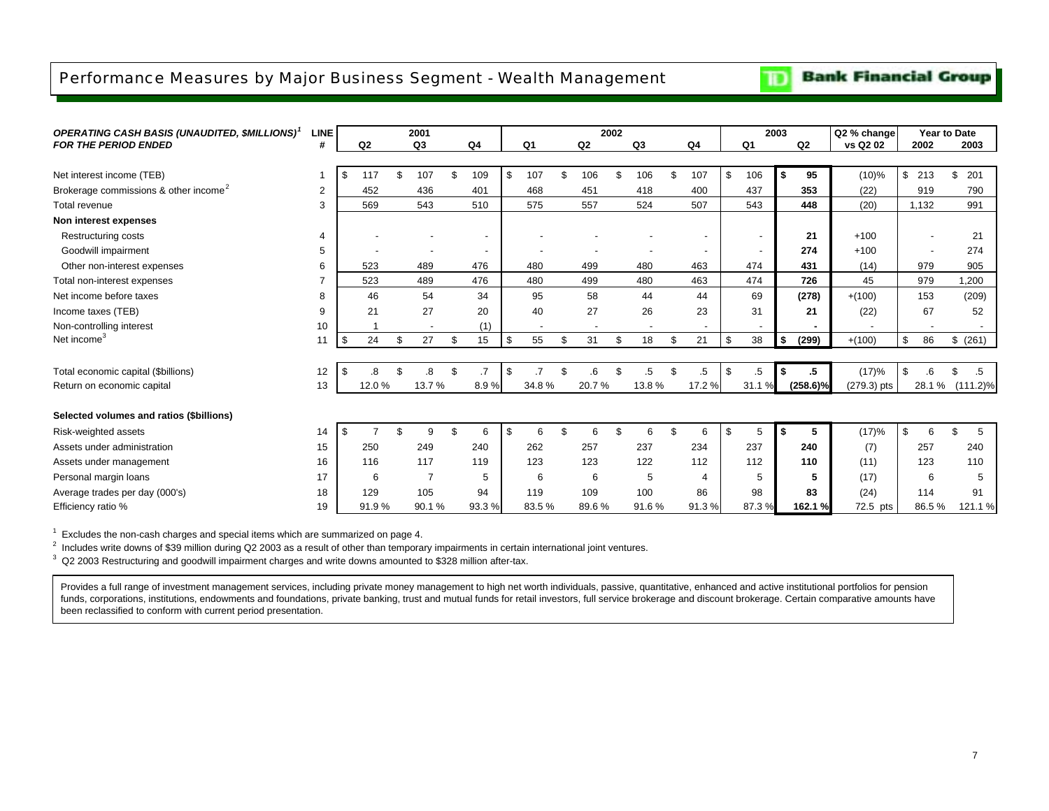# Performance Measures by Major Business Segment - Wealth Management

TD Bank Financial Group

| *OPERATING CASH BASIS (UNAUDITED, $MILLIONS)*[1] *FOR THE PERIOD ENDED* | LINE # | 2001 Q2 | 2001 Q3 | 2001 Q4 | 2002 Q1 | 2002 Q2 | 2002 Q3 | 2002 Q4 | 2003 Q1 | 2003 Q2 | Q2 % change vs Q2 02 | Year to Date 2002 | Year to Date 2003 |
|---|---|---|---|---|---|---|---|---|---|---|---|---|---|
| Net interest income (TEB) | 1 | $ 117 | $ 107 | $ 109 | $ 107 | $ 106 | $ 106 | $ 107 | $ 106 | **$ 95** | (10)% | $ 213 | $ 201 |
| Brokerage commissions & other income[2] | 2 | 452 | 436 | 401 | 468 | 451 | 418 | 400 | 437 | **353** | (22) | 919 | 790 |
| Total revenue | 3 | 569 | 543 | 510 | 575 | 557 | 524 | 507 | 543 | **448** | (20) | 1,132 | 991 |
| **Non interest expenses** | | | | | | | | | | | | | |
| Restructuring costs | 4 | - | - | - | - | - | - | - | - | **21** | +100 | - | 21 |
| Goodwill impairment | 5 | - | - | - | - | - | - | - | - | **274** | +100 | - | 274 |
| Other non-interest expenses | 6 | 523 | 489 | 476 | 480 | 499 | 480 | 463 | 474 | **431** | (14) | 979 | 905 |
| Total non-interest expenses | 7 | 523 | 489 | 476 | 480 | 499 | 480 | 463 | 474 | **726** | 45 | 979 | 1,200 |
| Net income before taxes | 8 | 46 | 54 | 34 | 95 | 58 | 44 | 44 | 69 | **(278)** | +(100) | 153 | (209) |
| Income taxes (TEB) | 9 | 21 | 27 | 20 | 40 | 27 | 26 | 23 | 31 | **21** | (22) | 67 | 52 |
| Non-controlling interest | 10 | 1 | - | (1) | - | - | - | - | - | **-** | - | - | - |
| Net income[3] | 11 | $ 24 | $ 27 | $ 15 | $ 55 | $ 31 | $ 18 | $ 21 | $ 38 | **$ (299)** | +(100) | $ 86 | $ (261) |
| Total economic capital ($billions) | 12 | $ .8 | $ .8 | $ .7 | $ .7 | $ .6 | $ .5 | $ .5 | $ .5 | **$ .5** | (17)% | $ .6 | $ .5 |
| Return on economic capital | 13 | 12.0 % | 13.7 % | 8.9 % | 34.8 % | 20.7 % | 13.8 % | 17.2 % | 31.1 % | **(258.6)%** | (279.3) pts | 28.1 % | (111.2)% |
| **Selected volumes and ratios ($billions)** | | | | | | | | | | | | | |
| Risk-weighted assets | 14 | $ 7 | $ 9 | $ 6 | $ 6 | $ 6 | $ 6 | $ 6 | $ 5 | **$ 5** | (17)% | $ 6 | $ 5 |
| Assets under administration | 15 | 250 | 249 | 240 | 262 | 257 | 237 | 234 | 237 | **240** | (7) | 257 | 240 |
| Assets under management | 16 | 116 | 117 | 119 | 123 | 123 | 122 | 112 | 112 | **110** | (11) | 123 | 110 |
| Personal margin loans | 17 | 6 | 7 | 5 | 6 | 6 | 5 | 4 | 5 | **5** | (17) | 6 | 5 |
| Average trades per day (000's) | 18 | 129 | 105 | 94 | 119 | 109 | 100 | 86 | 98 | **83** | (24) | 114 | 91 |
| Efficiency ratio % | 19 | 91.9 % | 90.1 % | 93.3 % | 83.5 % | 89.6 % | 91.6 % | 91.3 % | 87.3 % | **162.1 %** | 72.5 pts | 86.5 % | 121.1 % |

[1] Excludes the non-cash charges and special items which are summarized on page 4.

[2] Includes write downs of $39 million during Q2 2003 as a result of other than temporary impairments in certain international joint ventures.

[3] Q2 2003 Restructuring and goodwill impairment charges and write downs amounted to $328 million after-tax.

Provides a full range of investment management services, including private money management to high net worth individuals, passive, quantitative, enhanced and active institutional portfolios for pension funds, corporations, institutions, endowments and foundations, private banking, trust and mutual funds for retail investors, full service brokerage and discount brokerage. Certain comparative amounts have been reclassified to conform with current period presentation.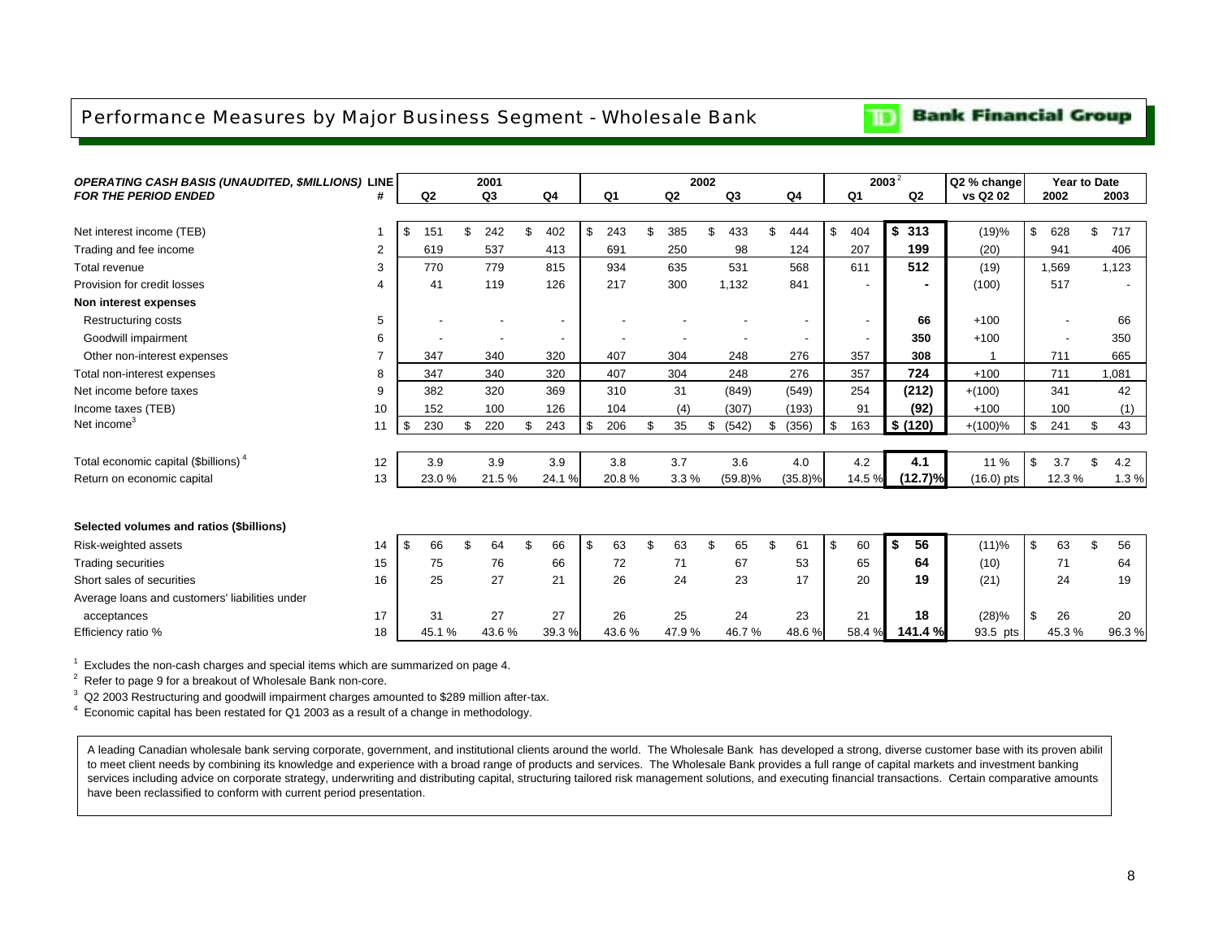# Performance Measures by Major Business Segment - Wholesale Bank

**Bank Financial Group**

| *OPERATING CASH BASIS (UNAUDITED, $MILLIONS)* *FOR THE PERIOD ENDED* | LINE # | 2001 Q2 | 2001 Q3 | 2001 Q4 | 2002 Q1 | 2002 Q2 | 2002 Q3 | 2002 Q4 | 2003[2] Q1 | 2003[2] Q2 | Q2 % change vs Q2 02 | Year to Date 2002 | Year to Date 2003 |
|---|---|---|---|---|---|---|---|---|---|---|---|---|---|
| Net interest income (TEB) | 1 | $ 151 | $ 242 | $ 402 | $ 243 | $ 385 | $ 433 | $ 444 | $ 404 | **$ 313** | (19)% | $ 628 | $ 717 |
| Trading and fee income | 2 | 619 | 537 | 413 | 691 | 250 | 98 | 124 | 207 | **199** | (20) | 941 | 406 |
| Total revenue | 3 | 770 | 779 | 815 | 934 | 635 | 531 | 568 | 611 | **512** | (19) | 1,569 | 1,123 |
| Provision for credit losses | 4 | 41 | 119 | 126 | 217 | 300 | 1,132 | 841 | - | **-** | (100) | 517 | - |
| **Non interest expenses** | | | | | | | | | | | | | |
| Restructuring costs | 5 | - | - | - | - | - | - | - | - | **66** | +100 | - | 66 |
| Goodwill impairment | 6 | - | - | - | - | - | - | - | - | **350** | +100 | - | 350 |
| Other non-interest expenses | 7 | 347 | 340 | 320 | 407 | 304 | 248 | 276 | 357 | **308** | 1 | 711 | 665 |
| Total non-interest expenses | 8 | 347 | 340 | 320 | 407 | 304 | 248 | 276 | 357 | **724** | +100 | 711 | 1,081 |
| Net income before taxes | 9 | 382 | 320 | 369 | 310 | 31 | (849) | (549) | 254 | **(212)** | +(100) | 341 | 42 |
| Income taxes (TEB) | 10 | 152 | 100 | 126 | 104 | (4) | (307) | (193) | 91 | **(92)** | +100 | 100 | (1) |
| Net income[3] | 11 | $ 230 | $ 220 | $ 243 | $ 206 | $ 35 | $ (542) | $ (356) | $ 163 | **$ (120)** | +(100)% | $ 241 | $ 43 |
| Total economic capital ($billions)[4] | 12 | 3.9 | 3.9 | 3.9 | 3.8 | 3.7 | 3.6 | 4.0 | 4.2 | **4.1** | 11 % | $ 3.7 | $ 4.2 |
| Return on economic capital | 13 | 23.0 % | 21.5 % | 24.1 % | 20.8 % | 3.3 % | (59.8)% | (35.8)% | 14.5 % | **(12.7)%** | (16.0) pts | 12.3 % | 1.3 % |
| **Selected volumes and ratios ($billions)** | | | | | | | | | | | | | |
| Risk-weighted assets | 14 | $ 66 | $ 64 | $ 66 | $ 63 | $ 63 | $ 65 | $ 61 | $ 60 | **$ 56** | (11)% | $ 63 | $ 56 |
| Trading securities | 15 | 75 | 76 | 66 | 72 | 71 | 67 | 53 | 65 | **64** | (10) | 71 | 64 |
| Short sales of securities | 16 | 25 | 27 | 21 | 26 | 24 | 23 | 17 | 20 | **19** | (21) | 24 | 19 |
| Average loans and customers' liabilities under acceptances | 17 | 31 | 27 | 27 | 26 | 25 | 24 | 23 | 21 | **18** | (28)% | $ 26 | 20 |
| Efficiency ratio % | 18 | 45.1 % | 43.6 % | 39.3 % | 43.6 % | 47.9 % | 46.7 % | 48.6 % | 58.4 % | **141.4 %** | 93.5 pts | 45.3 % | 96.3 % |

[1] Excludes the non-cash charges and special items which are summarized on page 4.

[2] Refer to page 9 for a breakout of Wholesale Bank non-core.

[3] Q2 2003 Restructuring and goodwill impairment charges amounted to $289 million after-tax.

[4] Economic capital has been restated for Q1 2003 as a result of a change in methodology.

A leading Canadian wholesale bank serving corporate, government, and institutional clients around the world. The Wholesale Bank has developed a strong, diverse customer base with its proven abilit to meet client needs by combining its knowledge and experience with a broad range of products and services. The Wholesale Bank provides a full range of capital markets and investment banking services including advice on corporate strategy, underwriting and distributing capital, structuring tailored risk management solutions, and executing financial transactions. Certain comparative amounts have been reclassified to conform with current period presentation.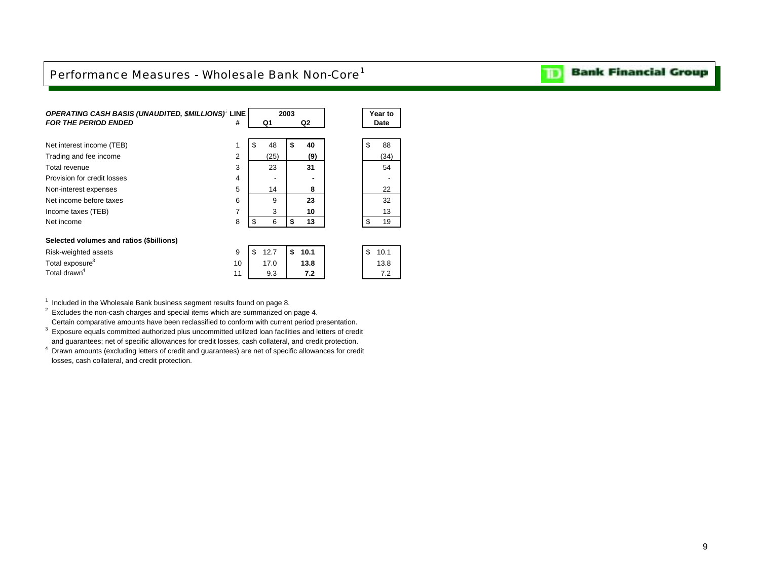# Performance Measures - Wholesale Bank Non-Core[1]

| *OPERATING CASH BASIS (UNAUDITED, $MILLIONS)*[2] *FOR THE PERIOD ENDED* | LINE # | 2003 Q1 | 2003 Q2 | Year to Date |
|---|---|---|---|---|
| Net interest income (TEB) | 1 | $ 48 | **$ 40** | $ 88 |
| Trading and fee income | 2 | (25) | **(9)** | (34) |
| Total revenue | 3 | 23 | **31** | 54 |
| Provision for credit losses | 4 | - | **-** | - |
| Non-interest expenses | 5 | 14 | **8** | 22 |
| Net income before taxes | 6 | 9 | **23** | 32 |
| Income taxes (TEB) | 7 | 3 | **10** | 13 |
| Net income | 8 | $ 6 | **$ 13** | $ 19 |
| **Selected volumes and ratios ($billions)** | | | | |
| Risk-weighted assets | 9 | $ 12.7 | **$ 10.1** | $ 10.1 |
| Total exposure[3] | 10 | 17.0 | **13.8** | 13.8 |
| Total drawn[4] | 11 | 9.3 | **7.2** | 7.2 |

[1] Included in the Wholesale Bank business segment results found on page 8.

[2] Excludes the non-cash charges and special items which are summarized on page 4.
Certain comparative amounts have been reclassified to conform with current period presentation.

[3] Exposure equals committed authorized plus uncommitted utilized loan facilities and letters of credit and guarantees; net of specific allowances for credit losses, cash collateral, and credit protection.

[4] Drawn amounts (excluding letters of credit and guarantees) are net of specific allowances for credit losses, cash collateral, and credit protection.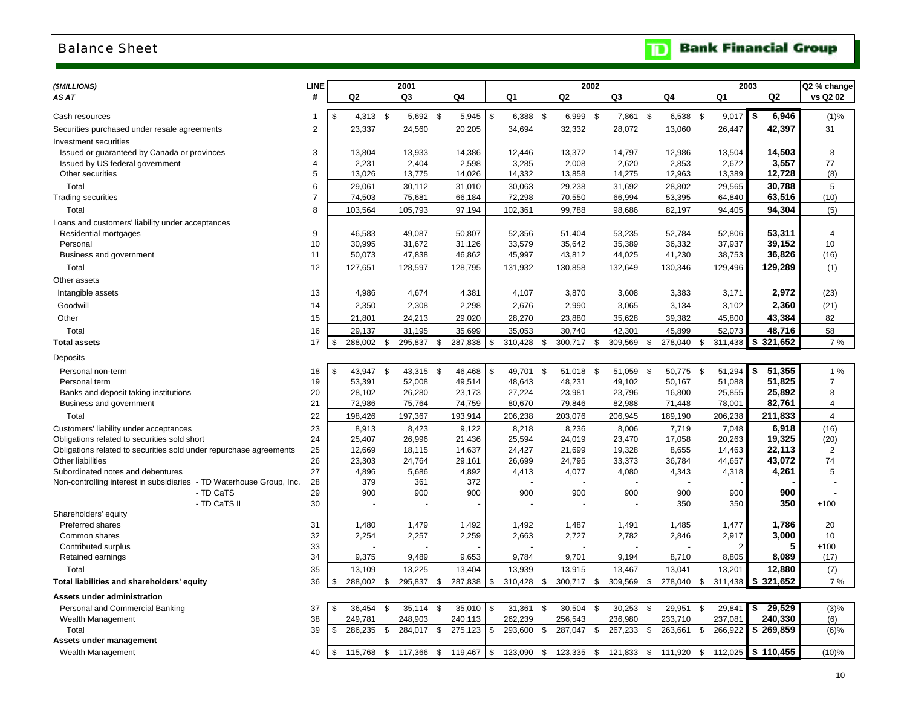# Balance Sheet

**TD Bank Financial Group**

| ($MILLIONS) AS AT | LINE # | 2001 Q2 | 2001 Q3 | 2001 Q4 | 2002 Q1 | 2002 Q2 | 2002 Q3 | 2002 Q4 | 2003 Q1 | 2003 Q2 | Q2 % change vs Q2 02 |
|---|---|---|---|---|---|---|---|---|---|---|---|
| Cash resources | 1 | $ 4,313 | $ 5,692 | $ 5,945 | $ 6,388 | $ 6,999 | $ 7,861 | $ 6,538 | $ 9,017 | **$ 6,946** | (1)% |
| Securities purchased under resale agreements | 2 | 23,337 | 24,560 | 20,205 | 34,694 | 32,332 | 28,072 | 13,060 | 26,447 | **42,397** | 31 |
| Investment securities | | | | | | | | | | | |
| Issued or guaranteed by Canada or provinces | 3 | 13,804 | 13,933 | 14,386 | 12,446 | 13,372 | 14,797 | 12,986 | 13,504 | **14,503** | 8 |
| Issued by US federal government | 4 | 2,231 | 2,404 | 2,598 | 3,285 | 2,008 | 2,620 | 2,853 | 2,672 | **3,557** | 77 |
| Other securities | 5 | 13,026 | 13,775 | 14,026 | 14,332 | 13,858 | 14,275 | 12,963 | 13,389 | **12,728** | (8) |
| Total | 6 | 29,061 | 30,112 | 31,010 | 30,063 | 29,238 | 31,692 | 28,802 | 29,565 | **30,788** | 5 |
| Trading securities | 7 | 74,503 | 75,681 | 66,184 | 72,298 | 70,550 | 66,994 | 53,395 | 64,840 | **63,516** | (10) |
| Total | 8 | 103,564 | 105,793 | 97,194 | 102,361 | 99,788 | 98,686 | 82,197 | 94,405 | **94,304** | (5) |
| Loans and customers' liability under acceptances | | | | | | | | | | | |
| Residential mortgages | 9 | 46,583 | 49,087 | 50,807 | 52,356 | 51,404 | 53,235 | 52,784 | 52,806 | **53,311** | 4 |
| Personal | 10 | 30,995 | 31,672 | 31,126 | 33,579 | 35,642 | 35,389 | 36,332 | 37,937 | **39,152** | 10 |
| Business and government | 11 | 50,073 | 47,838 | 46,862 | 45,997 | 43,812 | 44,025 | 41,230 | 38,753 | **36,826** | (16) |
| Total | 12 | 127,651 | 128,597 | 128,795 | 131,932 | 130,858 | 132,649 | 130,346 | 129,496 | **129,289** | (1) |
| Other assets | | | | | | | | | | | |
| Intangible assets | 13 | 4,986 | 4,674 | 4,381 | 4,107 | 3,870 | 3,608 | 3,383 | 3,171 | **2,972** | (23) |
| Goodwill | 14 | 2,350 | 2,308 | 2,298 | 2,676 | 2,990 | 3,065 | 3,134 | 3,102 | **2,360** | (21) |
| Other | 15 | 21,801 | 24,213 | 29,020 | 28,270 | 23,880 | 35,628 | 39,382 | 45,800 | **43,384** | 82 |
| Total | 16 | 29,137 | 31,195 | 35,699 | 35,053 | 30,740 | 42,301 | 45,899 | 52,073 | **48,716** | 58 |
| **Total assets** | 17 | $ 288,002 | $ 295,837 | $ 287,838 | $ 310,428 | $ 300,717 | $ 309,569 | $ 278,040 | $ 311,438 | **$ 321,652** | 7 % |
| Deposits | | | | | | | | | | | |
| Personal non-term | 18 | $ 43,947 | $ 43,315 | $ 46,468 | $ 49,701 | $ 51,018 | $ 51,059 | $ 50,775 | $ 51,294 | **$ 51,355** | 1 % |
| Personal term | 19 | 53,391 | 52,008 | 49,514 | 48,643 | 48,231 | 49,102 | 50,167 | 51,088 | **51,825** | 7 |
| Banks and deposit taking institutions | 20 | 28,102 | 26,280 | 23,173 | 27,224 | 23,981 | 23,796 | 16,800 | 25,855 | **25,892** | 8 |
| Business and government | 21 | 72,986 | 75,764 | 74,759 | 80,670 | 79,846 | 82,988 | 71,448 | 78,001 | **82,761** | 4 |
| Total | 22 | 198,426 | 197,367 | 193,914 | 206,238 | 203,076 | 206,945 | 189,190 | 206,238 | **211,833** | 4 |
| Customers' liability under acceptances | 23 | 8,913 | 8,423 | 9,122 | 8,218 | 8,236 | 8,006 | 7,719 | 7,048 | **6,918** | (16) |
| Obligations related to securities sold short | 24 | 25,407 | 26,996 | 21,436 | 25,594 | 24,019 | 23,470 | 17,058 | 20,263 | **19,325** | (20) |
| Obligations related to securities sold under repurchase agreements | 25 | 12,669 | 18,115 | 14,637 | 24,427 | 21,699 | 19,328 | 8,655 | 14,463 | **22,113** | 2 |
| Other liabilities | 26 | 23,303 | 24,764 | 29,161 | 26,699 | 24,795 | 33,373 | 36,784 | 44,657 | **43,072** | 74 |
| Subordinated notes and debentures | 27 | 4,896 | 5,686 | 4,892 | 4,413 | 4,077 | 4,080 | 4,343 | 4,318 | **4,261** | 5 |
| Non-controlling interest in subsidiaries - TD Waterhouse Group, Inc. | 28 | 379 | 361 | 372 | - | - | - | - | - | **-** | - |
| - TD CaTS | 29 | 900 | 900 | 900 | 900 | 900 | 900 | 900 | 900 | **900** | - |
| - TD CaTS II | 30 | - | - | - | - | - | - | 350 | 350 | **350** | +100 |
| Shareholders' equity | | | | | | | | | | | |
| Preferred shares | 31 | 1,480 | 1,479 | 1,492 | 1,492 | 1,487 | 1,491 | 1,485 | 1,477 | **1,786** | 20 |
| Common shares | 32 | 2,254 | 2,257 | 2,259 | 2,663 | 2,727 | 2,782 | 2,846 | 2,917 | **3,000** | 10 |
| Contributed surplus | 33 | - | - | - | - | - | - | - | 2 | **5** | +100 |
| Retained earnings | 34 | 9,375 | 9,489 | 9,653 | 9,784 | 9,701 | 9,194 | 8,710 | 8,805 | **8,089** | (17) |
| Total | 35 | 13,109 | 13,225 | 13,404 | 13,939 | 13,915 | 13,467 | 13,041 | 13,201 | **12,880** | (7) |
| **Total liabilities and shareholders' equity** | 36 | $ 288,002 | $ 295,837 | $ 287,838 | $ 310,428 | $ 300,717 | $ 309,569 | $ 278,040 | $ 311,438 | **$ 321,652** | 7 % |
| **Assets under administration** | | | | | | | | | | | |
| Personal and Commercial Banking | 37 | $ 36,454 | $ 35,114 | $ 35,010 | $ 31,361 | $ 30,504 | $ 30,253 | $ 29,951 | $ 29,841 | **$ 29,529** | (3)% |
| Wealth Management | 38 | 249,781 | 248,903 | 240,113 | 262,239 | 256,543 | 236,980 | 233,710 | 237,081 | **240,330** | (6) |
| Total | 39 | $ 286,235 | $ 284,017 | $ 275,123 | $ 293,600 | $ 287,047 | $ 267,233 | $ 263,661 | $ 266,922 | **$ 269,859** | (6)% |
| **Assets under management** | | | | | | | | | | | |
| Wealth Management | 40 | $ 115,768 | $ 117,366 | $ 119,467 | $ 123,090 | $ 123,335 | $ 121,833 | $ 111,920 | $ 112,025 | **$ 110,455** | (10)% |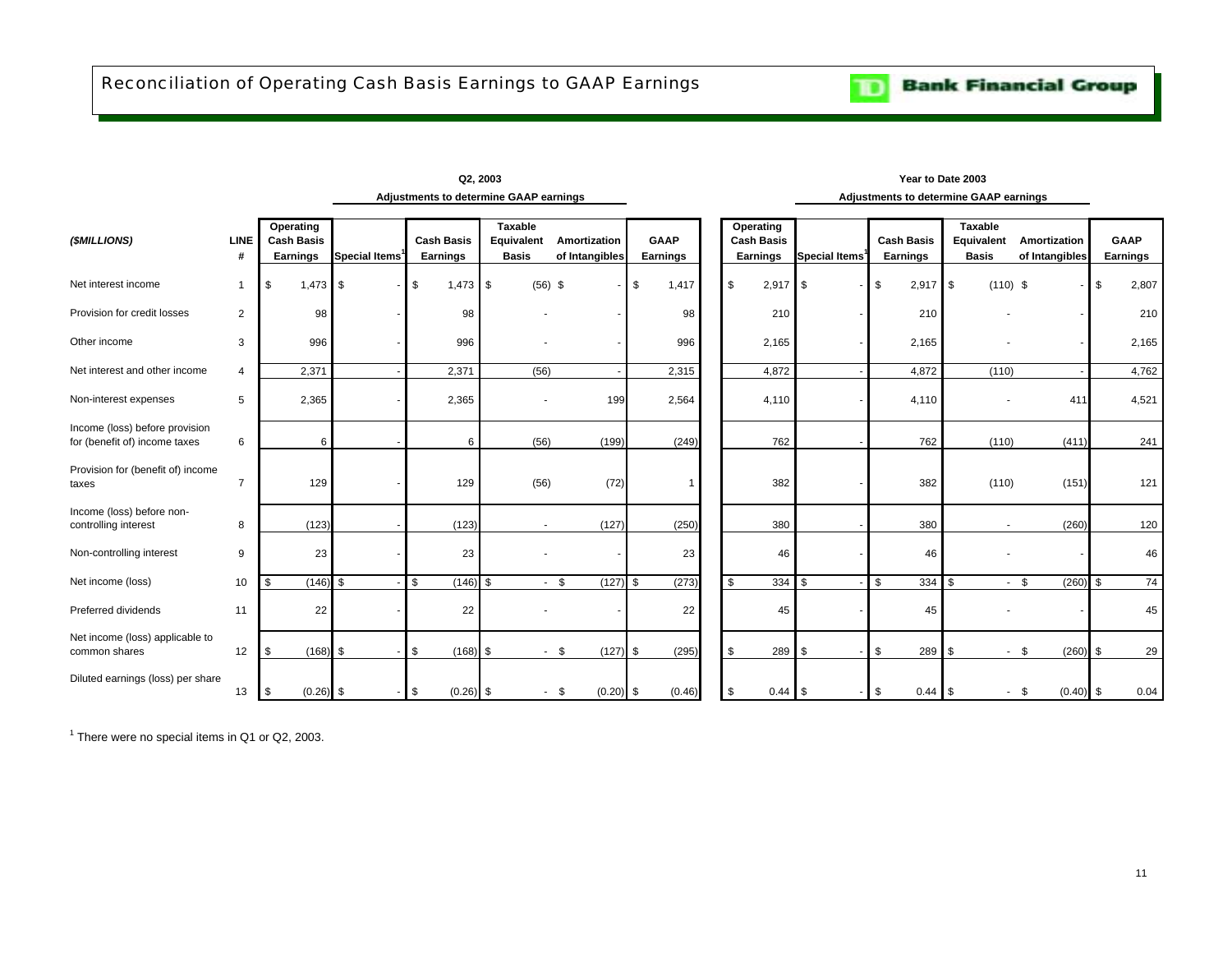# Reconciliation of Operating Cash Basis Earnings to GAAP Earnings

| ($MILLIONS) | LINE # | Q2, 2003 Operating Cash Basis Earnings | Adjustments to determine GAAP earnings: Special Items[1] | Cash Basis Earnings | Adjustments to determine GAAP earnings: Taxable Equivalent Basis | Adjustments to determine GAAP earnings: Amortization of Intangibles | GAAP Earnings | Year to Date 2003 Operating Cash Basis Earnings | Adjustments to determine GAAP earnings: Special Items[1] | Cash Basis Earnings | Adjustments to determine GAAP earnings: Taxable Equivalent Basis | Adjustments to determine GAAP earnings: Amortization of Intangibles | GAAP Earnings |
|---|---|---|---|---|---|---|---|---|---|---|---|---|---|
| Net interest income | 1 | $ 1,473 | $ - | $ 1,473 | $ (56) | $ - | $ 1,417 | $ 2,917 | $ - | $ 2,917 | $ (110) | $ - | $ 2,807 |
| Provision for credit losses | 2 | 98 | - | 98 | - | - | 98 | 210 | - | 210 | - | - | 210 |
| Other income | 3 | 996 | - | 996 | - | - | 996 | 2,165 | - | 2,165 | - | - | 2,165 |
| Net interest and other income | 4 | 2,371 | - | 2,371 | (56) | - | 2,315 | 4,872 | - | 4,872 | (110) | - | 4,762 |
| Non-interest expenses | 5 | 2,365 | - | 2,365 | - | 199 | 2,564 | 4,110 | - | 4,110 | - | 411 | 4,521 |
| Income (loss) before provision for (benefit of) income taxes | 6 | 6 | - | 6 | (56) | (199) | (249) | 762 | - | 762 | (110) | (411) | 241 |
| Provision for (benefit of) income taxes | 7 | 129 | - | 129 | (56) | (72) | 1 | 382 | - | 382 | (110) | (151) | 121 |
| Income (loss) before non-controlling interest | 8 | (123) | - | (123) | - | (127) | (250) | 380 | - | 380 | - | (260) | 120 |
| Non-controlling interest | 9 | 23 | - | 23 | - | - | 23 | 46 | - | 46 | - | - | 46 |
| Net income (loss) | 10 | $ (146) | $ - | $ (146) | $ - | $ (127) | $ (273) | $ 334 | $ - | $ 334 | $ - | $ (260) | $ 74 |
| Preferred dividends | 11 | 22 | - | 22 | - | - | 22 | 45 | - | 45 | - | - | 45 |
| Net income (loss) applicable to common shares | 12 | $ (168) | $ - | $ (168) | $ - | $ (127) | $ (295) | $ 289 | $ - | $ 289 | $ - | $ (260) | $ 29 |
| Diluted earnings (loss) per share | 13 | $ (0.26) | $ - | $ (0.26) | $ - | $ (0.20) | $ (0.46) | $ 0.44 | $ - | $ 0.44 | $ - | $ (0.40) | $ 0.04 |

[1] There were no special items in Q1 or Q2, 2003.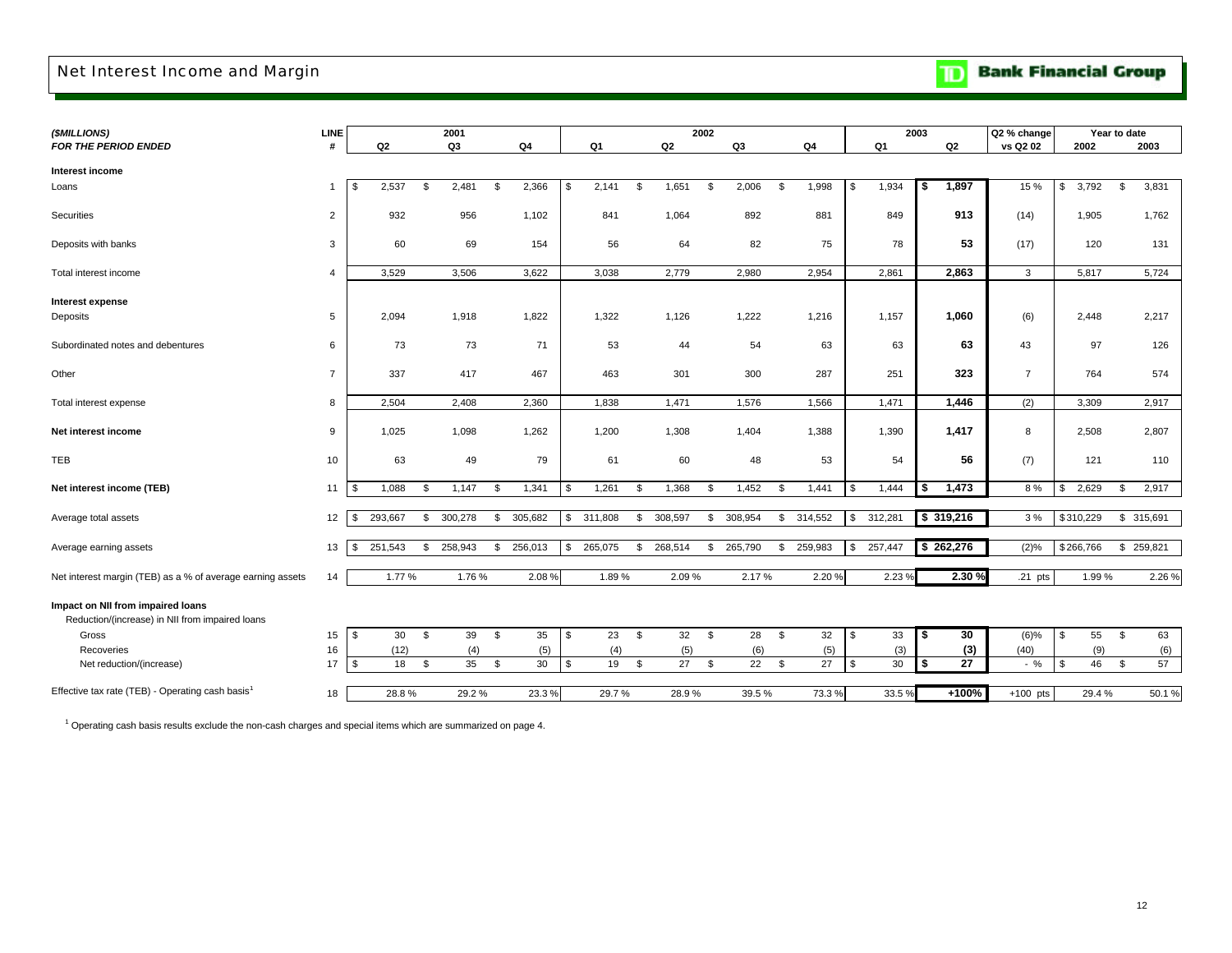# Net Interest Income and Margin

**TD Bank Financial Group**

| *($MILLIONS)* | LINE | 2001 | | | 2002 | | | | 2003 | | Q2 % change | Year to date | |
|---|---|---|---|---|---|---|---|---|---|---|---|---|---|
| *FOR THE PERIOD ENDED* | # | Q2 | Q3 | Q4 | Q1 | Q2 | Q3 | Q4 | Q1 | Q2 | vs Q2 02 | 2002 | 2003 |
| **Interest income** | | | | | | | | | | | | | |
| Loans | 1 | $ 2,537 | $ 2,481 | $ 2,366 | $ 2,141 | $ 1,651 | $ 2,006 | $ 1,998 | $ 1,934 | **$ 1,897** | 15 % | $ 3,792 | $ 3,831 |
| Securities | 2 | 932 | 956 | 1,102 | 841 | 1,064 | 892 | 881 | 849 | **913** | (14) | 1,905 | 1,762 |
| Deposits with banks | 3 | 60 | 69 | 154 | 56 | 64 | 82 | 75 | 78 | **53** | (17) | 120 | 131 |
| Total interest income | 4 | 3,529 | 3,506 | 3,622 | 3,038 | 2,779 | 2,980 | 2,954 | 2,861 | **2,863** | 3 | 5,817 | 5,724 |
| **Interest expense** | | | | | | | | | | | | | |
| Deposits | 5 | 2,094 | 1,918 | 1,822 | 1,322 | 1,126 | 1,222 | 1,216 | 1,157 | **1,060** | (6) | 2,448 | 2,217 |
| Subordinated notes and debentures | 6 | 73 | 73 | 71 | 53 | 44 | 54 | 63 | 63 | **63** | 43 | 97 | 126 |
| Other | 7 | 337 | 417 | 467 | 463 | 301 | 300 | 287 | 251 | **323** | 7 | 764 | 574 |
| Total interest expense | 8 | 2,504 | 2,408 | 2,360 | 1,838 | 1,471 | 1,576 | 1,566 | 1,471 | **1,446** | (2) | 3,309 | 2,917 |
| **Net interest income** | 9 | 1,025 | 1,098 | 1,262 | 1,200 | 1,308 | 1,404 | 1,388 | 1,390 | **1,417** | 8 | 2,508 | 2,807 |
| TEB | 10 | 63 | 49 | 79 | 61 | 60 | 48 | 53 | 54 | **56** | (7) | 121 | 110 |
| **Net interest income (TEB)** | 11 | $ 1,088 | $ 1,147 | $ 1,341 | $ 1,261 | $ 1,368 | $ 1,452 | $ 1,441 | $ 1,444 | **$ 1,473** | 8 % | $ 2,629 | $ 2,917 |
| Average total assets | 12 | $ 293,667 | $ 300,278 | $ 305,682 | $ 311,808 | $ 308,597 | $ 308,954 | $ 314,552 | $ 312,281 | **$ 319,216** | 3 % | $310,229 | $ 315,691 |
| Average earning assets | 13 | $ 251,543 | $ 258,943 | $ 256,013 | $ 265,075 | $ 268,514 | $ 265,790 | $ 259,983 | $ 257,447 | **$ 262,276** | (2)% | $266,766 | $ 259,821 |
| Net interest margin (TEB) as a % of average earning assets | 14 | 1.77 % | 1.76 % | 2.08 % | 1.89 % | 2.09 % | 2.17 % | 2.20 % | 2.23 % | **2.30 %** | .21 pts | 1.99 % | 2.26 % |
| **Impact on NII from impaired loans** | | | | | | | | | | | | | |
| Reduction/(increase) in NII from impaired loans | | | | | | | | | | | | | |
| Gross | 15 | $ 30 | $ 39 | $ 35 | $ 23 | $ 32 | $ 28 | $ 32 | $ 33 | **$ 30** | (6)% | $ 55 | $ 63 |
| Recoveries | 16 | (12) | (4) | (5) | (4) | (5) | (6) | (5) | (3) | **(3)** | (40) | (9) | (6) |
| Net reduction/(increase) | 17 | $ 18 | $ 35 | $ 30 | $ 19 | $ 27 | $ 22 | $ 27 | $ 30 | **$ 27** | - % | $ 46 | $ 57 |
| Effective tax rate (TEB) - Operating cash basis[1] | 18 | 28.8 % | 29.2 % | 23.3 % | 29.7 % | 28.9 % | 39.5 % | 73.3 % | 33.5 % | **+100%** | +100 pts | 29.4 % | 50.1 % |

[1] Operating cash basis results exclude the non-cash charges and special items which are summarized on page 4.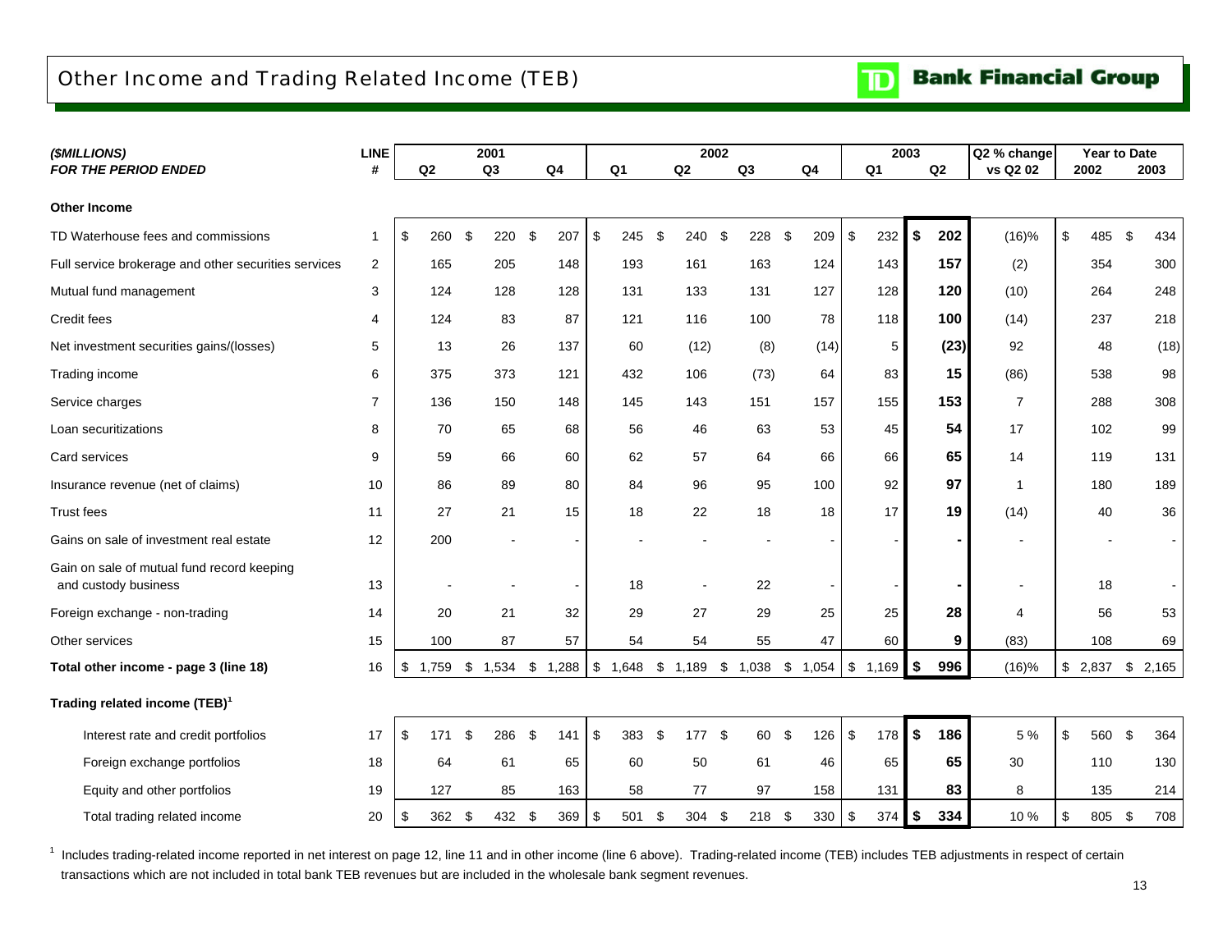# Other Income and Trading Related Income (TEB)

TD Bank Financial Group

| *($MILLIONS)* | LINE | 2001 | | | 2002 | | | | 2003 | | Q2 % change | Year to Date | |
|---|---|---|---|---|---|---|---|---|---|---|---|---|---|
| ***FOR THE PERIOD ENDED*** | **#** | **Q2** | **Q3** | **Q4** | **Q1** | **Q2** | **Q3** | **Q4** | **Q1** | **Q2** | **vs Q2 02** | **2002** | **2003** |
| **Other Income** | | | | | | | | | | | | | |
| TD Waterhouse fees and commissions | 1 | $ 260 | $ 220 | $ 207 | $ 245 | $ 240 | $ 228 | $ 209 | $ 232 | **$ 202** | (16)% | $ 485 | $ 434 |
| Full service brokerage and other securities services | 2 | 165 | 205 | 148 | 193 | 161 | 163 | 124 | 143 | **157** | (2) | 354 | 300 |
| Mutual fund management | 3 | 124 | 128 | 128 | 131 | 133 | 131 | 127 | 128 | **120** | (10) | 264 | 248 |
| Credit fees | 4 | 124 | 83 | 87 | 121 | 116 | 100 | 78 | 118 | **100** | (14) | 237 | 218 |
| Net investment securities gains/(losses) | 5 | 13 | 26 | 137 | 60 | (12) | (8) | (14) | 5 | **(23)** | 92 | 48 | (18) |
| Trading income | 6 | 375 | 373 | 121 | 432 | 106 | (73) | 64 | 83 | **15** | (86) | 538 | 98 |
| Service charges | 7 | 136 | 150 | 148 | 145 | 143 | 151 | 157 | 155 | **153** | 7 | 288 | 308 |
| Loan securitizations | 8 | 70 | 65 | 68 | 56 | 46 | 63 | 53 | 45 | **54** | 17 | 102 | 99 |
| Card services | 9 | 59 | 66 | 60 | 62 | 57 | 64 | 66 | 66 | **65** | 14 | 119 | 131 |
| Insurance revenue (net of claims) | 10 | 86 | 89 | 80 | 84 | 96 | 95 | 100 | 92 | **97** | 1 | 180 | 189 |
| Trust fees | 11 | 27 | 21 | 15 | 18 | 22 | 18 | 18 | 17 | **19** | (14) | 40 | 36 |
| Gains on sale of investment real estate | 12 | 200 | - | - | - | - | - | - | - | **-** | - | - | - |
| Gain on sale of mutual fund record keeping and custody business | 13 | - | - | - | 18 | - | 22 | - | - | **-** | - | 18 | - |
| Foreign exchange - non-trading | 14 | 20 | 21 | 32 | 29 | 27 | 29 | 25 | 25 | **28** | 4 | 56 | 53 |
| Other services | 15 | 100 | 87 | 57 | 54 | 54 | 55 | 47 | 60 | **9** | (83) | 108 | 69 |
| **Total other income - page 3 (line 18)** | 16 | $ 1,759 | $ 1,534 | $ 1,288 | $ 1,648 | $ 1,189 | $ 1,038 | $ 1,054 | $ 1,169 | **$ 996** | (16)% | $ 2,837 | $ 2,165 |
| **Trading related income (TEB)[1]** | | | | | | | | | | | | | |
| Interest rate and credit portfolios | 17 | $ 171 | $ 286 | $ 141 | $ 383 | $ 177 | $ 60 | $ 126 | $ 178 | **$ 186** | 5 % | $ 560 | $ 364 |
| Foreign exchange portfolios | 18 | 64 | 61 | 65 | 60 | 50 | 61 | 46 | 65 | **65** | 30 | 110 | 130 |
| Equity and other portfolios | 19 | 127 | 85 | 163 | 58 | 77 | 97 | 158 | 131 | **83** | 8 | 135 | 214 |
| Total trading related income | 20 | $ 362 | $ 432 | $ 369 | $ 501 | $ 304 | $ 218 | $ 330 | $ 374 | **$ 334** | 10 % | $ 805 | $ 708 |

[1] Includes trading-related income reported in net interest on page 12, line 11 and in other income (line 6 above). Trading-related income (TEB) includes TEB adjustments in respect of certain transactions which are not included in total bank TEB revenues but are included in the wholesale bank segment revenues.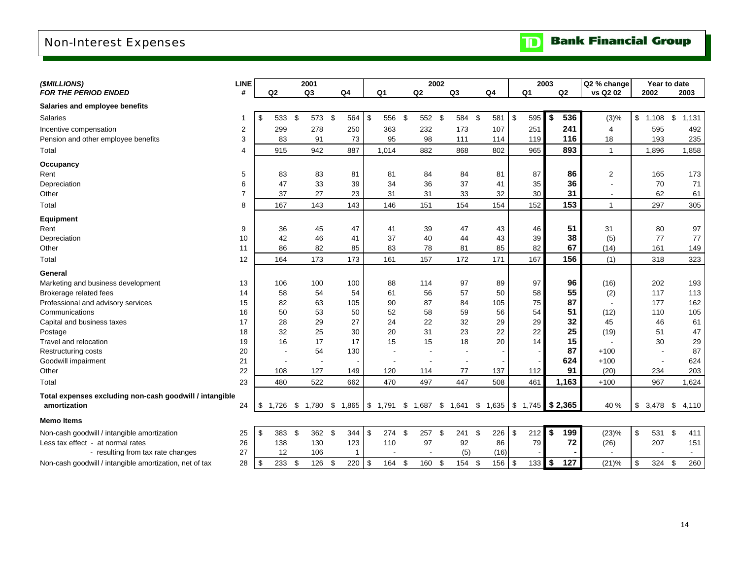# Non-Interest Expenses

TD Bank Financial Group

| ($MILLIONS) FOR THE PERIOD ENDED | LINE # | 2001 Q2 | 2001 Q3 | 2001 Q4 | 2002 Q1 | 2002 Q2 | 2002 Q3 | 2002 Q4 | 2003 Q1 | 2003 Q2 | Q2 % change vs Q2 02 | Year to date 2002 | Year to date 2003 |
|---|---|---|---|---|---|---|---|---|---|---|---|---|---|
| **Salaries and employee benefits** | | | | | | | | | | | | | |
| Salaries | 1 | $ 533 | $ 573 | $ 564 | $ 556 | $ 552 | $ 584 | $ 581 | $ 595 | **$ 536** | (3)% | $ 1,108 | $ 1,131 |
| Incentive compensation | 2 | 299 | 278 | 250 | 363 | 232 | 173 | 107 | 251 | **241** | 4 | 595 | 492 |
| Pension and other employee benefits | 3 | 83 | 91 | 73 | 95 | 98 | 111 | 114 | 119 | **116** | 18 | 193 | 235 |
| Total | 4 | 915 | 942 | 887 | 1,014 | 882 | 868 | 802 | 965 | **893** | 1 | 1,896 | 1,858 |
| **Occupancy** | | | | | | | | | | | | | |
| Rent | 5 | 83 | 83 | 81 | 81 | 84 | 84 | 81 | 87 | **86** | 2 | 165 | 173 |
| Depreciation | 6 | 47 | 33 | 39 | 34 | 36 | 37 | 41 | 35 | **36** | - | 70 | 71 |
| Other | 7 | 37 | 27 | 23 | 31 | 31 | 33 | 32 | 30 | **31** | - | 62 | 61 |
| Total | 8 | 167 | 143 | 143 | 146 | 151 | 154 | 154 | 152 | **153** | 1 | 297 | 305 |
| **Equipment** | | | | | | | | | | | | | |
| Rent | 9 | 36 | 45 | 47 | 41 | 39 | 47 | 43 | 46 | **51** | 31 | 80 | 97 |
| Depreciation | 10 | 42 | 46 | 41 | 37 | 40 | 44 | 43 | 39 | **38** | (5) | 77 | 77 |
| Other | 11 | 86 | 82 | 85 | 83 | 78 | 81 | 85 | 82 | **67** | (14) | 161 | 149 |
| Total | 12 | 164 | 173 | 173 | 161 | 157 | 172 | 171 | 167 | **156** | (1) | 318 | 323 |
| **General** | | | | | | | | | | | | | |
| Marketing and business development | 13 | 106 | 100 | 100 | 88 | 114 | 97 | 89 | 97 | **96** | (16) | 202 | 193 |
| Brokerage related fees | 14 | 58 | 54 | 54 | 61 | 56 | 57 | 50 | 58 | **55** | (2) | 117 | 113 |
| Professional and advisory services | 15 | 82 | 63 | 105 | 90 | 87 | 84 | 105 | 75 | **87** | - | 177 | 162 |
| Communications | 16 | 50 | 53 | 50 | 52 | 58 | 59 | 56 | 54 | **51** | (12) | 110 | 105 |
| Capital and business taxes | 17 | 28 | 29 | 27 | 24 | 22 | 32 | 29 | 29 | **32** | 45 | 46 | 61 |
| Postage | 18 | 32 | 25 | 30 | 20 | 31 | 23 | 22 | 22 | **25** | (19) | 51 | 47 |
| Travel and relocation | 19 | 16 | 17 | 17 | 15 | 15 | 18 | 20 | 14 | **15** | - | 30 | 29 |
| Restructuring costs | 20 | - | 54 | 130 | - | - | - | - | - | **87** | +100 | - | 87 |
| Goodwill impairment | 21 | - | - | - | - | - | - | - | - | **624** | +100 | - | 624 |
| Other | 22 | 108 | 127 | 149 | 120 | 114 | 77 | 137 | 112 | **91** | (20) | 234 | 203 |
| Total | 23 | 480 | 522 | 662 | 470 | 497 | 447 | 508 | 461 | **1,163** | +100 | 967 | 1,624 |
| **Total expenses excluding non-cash goodwill / intangible amortization** | 24 | $ 1,726 | $ 1,780 | $ 1,865 | $ 1,791 | $ 1,687 | $ 1,641 | $ 1,635 | $ 1,745 | **$ 2,365** | 40 % | $ 3,478 | $ 4,110 |
| **Memo Items** | | | | | | | | | | | | | |
| Non-cash goodwill / intangible amortization | 25 | $ 383 | $ 362 | $ 344 | $ 274 | $ 257 | $ 241 | $ 226 | $ 212 | **$ 199** | (23)% | $ 531 | $ 411 |
| Less tax effect - at normal rates | 26 | 138 | 130 | 123 | 110 | 97 | 92 | 86 | 79 | **72** | (26) | 207 | 151 |
| - resulting from tax rate changes | 27 | 12 | 106 | 1 | - | - | (5) | (16) | - | **-** | - | - | - |
| Non-cash goodwill / intangible amortization, net of tax | 28 | $ 233 | $ 126 | $ 220 | $ 164 | $ 160 | $ 154 | $ 156 | $ 133 | **$ 127** | (21)% | $ 324 | $ 260 |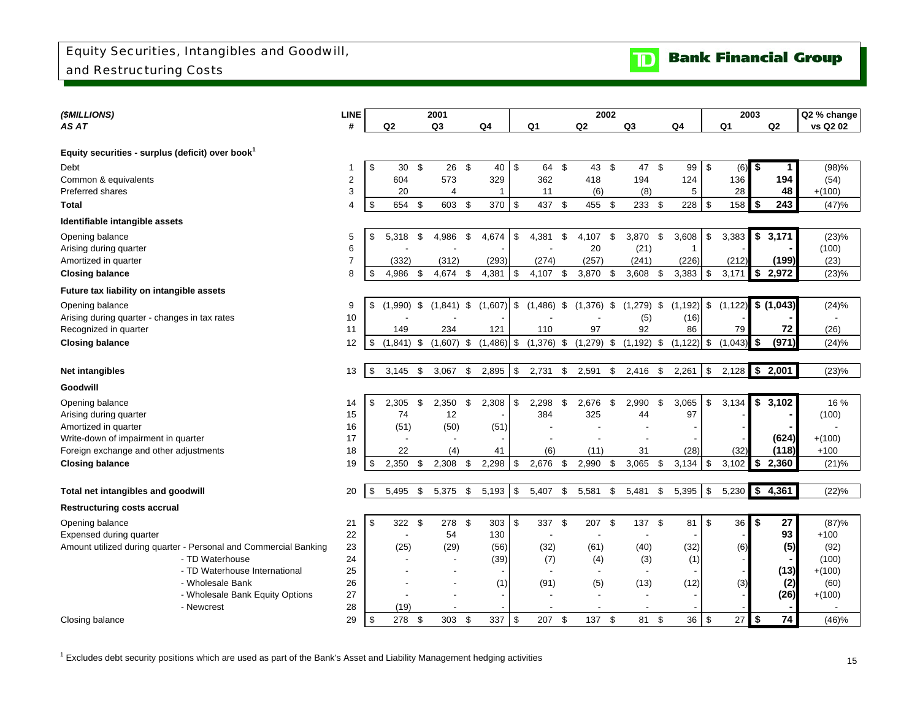# Equity Securities, Intangibles and Goodwill, and Restructuring Costs

**TD Bank Financial Group**

| *($MILLIONS)* *AS AT* | LINE # | 2001 Q2 | 2001 Q3 | 2001 Q4 | 2002 Q1 | 2002 Q2 | 2002 Q3 | 2002 Q4 | 2003 Q1 | 2003 Q2 | Q2 % change vs Q2 02 |
|---|---|---|---|---|---|---|---|---|---|---|---|
| **Equity securities - surplus (deficit) over book[1]** | | | | | | | | | | | |
| Debt | 1 | $ 30 | $ 26 | $ 40 | $ 64 | $ 43 | $ 47 | $ 99 | $ (6) | **$ 1** | (98)% |
| Common & equivalents | 2 | 604 | 573 | 329 | 362 | 418 | 194 | 124 | 136 | **194** | (54) |
| Preferred shares | 3 | 20 | 4 | 1 | 11 | (6) | (8) | 5 | 28 | **48** | +(100) |
| **Total** | 4 | $ 654 | $ 603 | $ 370 | $ 437 | $ 455 | $ 233 | $ 228 | $ 158 | **$ 243** | (47)% |
| **Identifiable intangible assets** | | | | | | | | | | | |
| Opening balance | 5 | $ 5,318 | $ 4,986 | $ 4,674 | $ 4,381 | $ 4,107 | $ 3,870 | $ 3,608 | $ 3,383 | **$ 3,171** | (23)% |
| Arising during quarter | 6 | - | - | - | - | 20 | (21) | 1 | - | **-** | (100) |
| Amortized in quarter | 7 | (332) | (312) | (293) | (274) | (257) | (241) | (226) | (212) | **(199)** | (23) |
| **Closing balance** | 8 | $ 4,986 | $ 4,674 | $ 4,381 | $ 4,107 | $ 3,870 | $ 3,608 | $ 3,383 | $ 3,171 | **$ 2,972** | (23)% |
| **Future tax liability on intangible assets** | | | | | | | | | | | |
| Opening balance | 9 | $ (1,990) | $ (1,841) | $ (1,607) | $ (1,486) | $ (1,376) | $ (1,279) | $ (1,192) | $ (1,122) | **$ (1,043)** | (24)% |
| Arising during quarter - changes in tax rates | 10 | - | - | - | - | - | (5) | (16) | - | **-** | - |
| Recognized in quarter | 11 | 149 | 234 | 121 | 110 | 97 | 92 | 86 | 79 | **72** | (26) |
| **Closing balance** | 12 | $ (1,841) | $ (1,607) | $ (1,486) | $ (1,376) | $ (1,279) | $ (1,192) | $ (1,122) | $ (1,043) | **$ (971)** | (24)% |
| **Net intangibles** | 13 | $ 3,145 | $ 3,067 | $ 2,895 | $ 2,731 | $ 2,591 | $ 2,416 | $ 2,261 | $ 2,128 | **$ 2,001** | (23)% |
| **Goodwill** | | | | | | | | | | | |
| Opening balance | 14 | $ 2,305 | $ 2,350 | $ 2,308 | $ 2,298 | $ 2,676 | $ 2,990 | $ 3,065 | $ 3,134 | **$ 3,102** | 16 % |
| Arising during quarter | 15 | 74 | 12 | - | 384 | 325 | 44 | 97 | - | **-** | (100) |
| Amortized in quarter | 16 | (51) | (50) | (51) | - | - | - | - | - | **-** | - |
| Write-down of impairment in quarter | 17 | - | - | - | - | - | - | - | - | **(624)** | +(100) |
| Foreign exchange and other adjustments | 18 | 22 | (4) | 41 | (6) | (11) | 31 | (28) | (32) | **(118)** | +100 |
| **Closing balance** | 19 | $ 2,350 | $ 2,308 | $ 2,298 | $ 2,676 | $ 2,990 | $ 3,065 | $ 3,134 | $ 3,102 | **$ 2,360** | (21)% |
| **Total net intangibles and goodwill** | 20 | $ 5,495 | $ 5,375 | $ 5,193 | $ 5,407 | $ 5,581 | $ 5,481 | $ 5,395 | $ 5,230 | **$ 4,361** | (22)% |
| **Restructuring costs accrual** | | | | | | | | | | | |
| Opening balance | 21 | $ 322 | $ 278 | $ 303 | $ 337 | $ 207 | $ 137 | $ 81 | $ 36 | **$ 27** | (87)% |
| Expensed during quarter | 22 | - | 54 | 130 | - | - | - | - | - | **93** | +100 |
| Amount utilized during quarter - Personal and Commercial Banking | 23 | (25) | (29) | (56) | (32) | (61) | (40) | (32) | (6) | **(5)** | (92) |
| - TD Waterhouse | 24 | - | - | (39) | (7) | (4) | (3) | (1) | - | **-** | (100) |
| - TD Waterhouse International | 25 | - | - | - | - | - | - | - | - | **(13)** | +(100) |
| - Wholesale Bank | 26 | - | - | (1) | (91) | (5) | (13) | (12) | (3) | **(2)** | (60) |
| - Wholesale Bank Equity Options | 27 | - | - | - | - | - | - | - | - | **(26)** | +(100) |
| - Newcrest | 28 | (19) | - | - | - | - | - | - | - | **-** | - |
| Closing balance | 29 | $ 278 | $ 303 | $ 337 | $ 207 | $ 137 | $ 81 | $ 36 | $ 27 | **$ 74** | (46)% |

[1] Excludes debt security positions which are used as part of the Bank's Asset and Liability Management hedging activities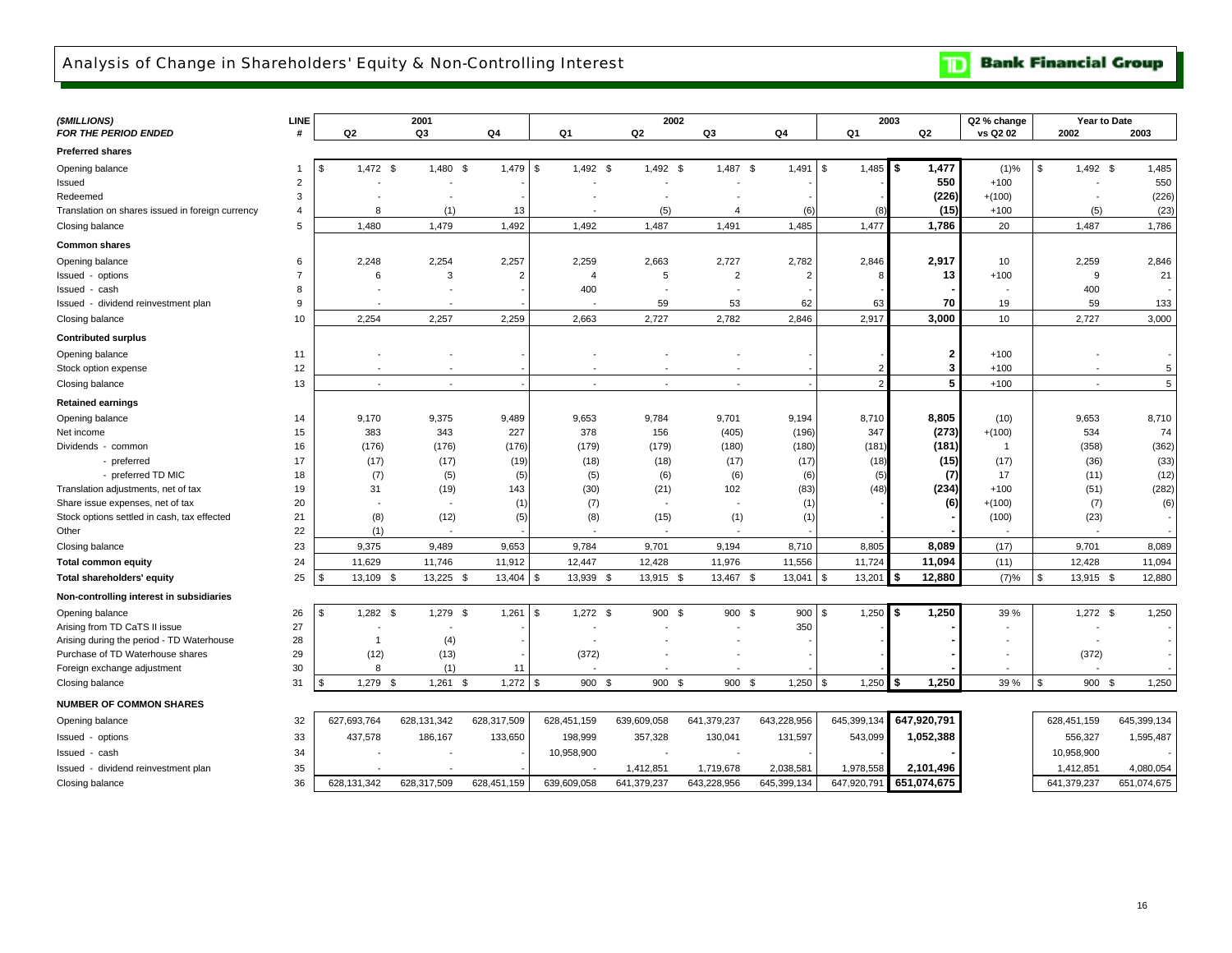# Analysis of Change in Shareholders' Equity & Non-Controlling Interest

**Bank Financial Group**

| *($MILLIONS)* | LINE | 2001 | | | 2002 | | | | 2003 | | Q2 % change | Year to Date | |
|---|---|---|---|---|---|---|---|---|---|---|---|---|---|
| *FOR THE PERIOD ENDED* | # | Q2 | Q3 | Q4 | Q1 | Q2 | Q3 | Q4 | Q1 | Q2 | vs Q2 02 | 2002 | 2003 |
| **Preferred shares** | | | | | | | | | | | | | |
| Opening balance | 1 | $ 1,472 | $ 1,480 | $ 1,479 | $ 1,492 | $ 1,492 | $ 1,487 | $ 1,491 | $ 1,485 | **$ 1,477** | (1)% | $ 1,492 | $ 1,485 |
| Issued | 2 | - | - | - | - | - | - | - | - | **550** | +100 | - | 550 |
| Redeemed | 3 | - | - | - | - | - | - | - | - | **(226)** | +(100) | - | (226) |
| Translation on shares issued in foreign currency | 4 | 8 | (1) | 13 | - | (5) | 4 | (6) | (8) | **(15)** | +100 | (5) | (23) |
| Closing balance | 5 | 1,480 | 1,479 | 1,492 | 1,492 | 1,487 | 1,491 | 1,485 | 1,477 | **1,786** | 20 | 1,487 | 1,786 |
| **Common shares** | | | | | | | | | | | | | |
| Opening balance | 6 | 2,248 | 2,254 | 2,257 | 2,259 | 2,663 | 2,727 | 2,782 | 2,846 | **2,917** | 10 | 2,259 | 2,846 |
| Issued - options | 7 | 6 | 3 | 2 | 4 | 5 | 2 | 2 | 8 | **13** | +100 | 9 | 21 |
| Issued - cash | 8 | - | - | - | 400 | - | - | - | - | **-** | - | 400 | - |
| Issued - dividend reinvestment plan | 9 | - | - | - | - | 59 | 53 | 62 | 63 | **70** | 19 | 59 | 133 |
| Closing balance | 10 | 2,254 | 2,257 | 2,259 | 2,663 | 2,727 | 2,782 | 2,846 | 2,917 | **3,000** | 10 | 2,727 | 3,000 |
| **Contributed surplus** | | | | | | | | | | | | | |
| Opening balance | 11 | - | - | - | - | - | - | - | - | **2** | +100 | - | - |
| Stock option expense | 12 | - | - | - | - | - | - | - | 2 | **3** | +100 | - | 5 |
| Closing balance | 13 | - | - | - | - | - | - | - | 2 | **5** | +100 | - | 5 |
| **Retained earnings** | | | | | | | | | | | | | |
| Opening balance | 14 | 9,170 | 9,375 | 9,489 | 9,653 | 9,784 | 9,701 | 9,194 | 8,710 | **8,805** | (10) | 9,653 | 8,710 |
| Net income | 15 | 383 | 343 | 227 | 378 | 156 | (405) | (196) | 347 | **(273)** | +(100) | 534 | 74 |
| Dividends - common | 16 | (176) | (176) | (176) | (179) | (179) | (180) | (180) | (181) | **(181)** | 1 | (358) | (362) |
| - preferred | 17 | (17) | (17) | (19) | (18) | (18) | (17) | (17) | (18) | **(15)** | (17) | (36) | (33) |
| - preferred TD MIC | 18 | (7) | (5) | (5) | (5) | (6) | (6) | (6) | (5) | **(7)** | 17 | (11) | (12) |
| Translation adjustments, net of tax | 19 | 31 | (19) | 143 | (30) | (21) | 102 | (83) | (48) | **(234)** | +100 | (51) | (282) |
| Share issue expenses, net of tax | 20 | - | - | (1) | (7) | - | - | (1) | - | **(6)** | +(100) | (7) | (6) |
| Stock options settled in cash, tax effected | 21 | (8) | (12) | (5) | (8) | (15) | (1) | (1) | - | **-** | (100) | (23) | - |
| Other | 22 | (1) | - | - | - | - | - | - | - | **-** | - | - | - |
| Closing balance | 23 | 9,375 | 9,489 | 9,653 | 9,784 | 9,701 | 9,194 | 8,710 | 8,805 | **8,089** | (17) | 9,701 | 8,089 |
| **Total common equity** | 24 | 11,629 | 11,746 | 11,912 | 12,447 | 12,428 | 11,976 | 11,556 | 11,724 | **11,094** | (11) | 12,428 | 11,094 |
| **Total shareholders' equity** | 25 | $ 13,109 | $ 13,225 | $ 13,404 | $ 13,939 | $ 13,915 | $ 13,467 | $ 13,041 | $ 13,201 | **$ 12,880** | (7)% | $ 13,915 | $ 12,880 |
| **Non-controlling interest in subsidiaries** | | | | | | | | | | | | | |
| Opening balance | 26 | $ 1,282 | $ 1,279 | $ 1,261 | $ 1,272 | $ 900 | $ 900 | $ 900 | $ 1,250 | **$ 1,250** | 39 % | $ 1,272 | $ 1,250 |
| Arising from TD CaTS II issue | 27 | - | - | - | - | - | - | 350 | - | **-** | - | - | - |
| Arising during the period - TD Waterhouse | 28 | 1 | (4) | - | - | - | - | - | - | **-** | - | - | - |
| Purchase of TD Waterhouse shares | 29 | (12) | (13) | - | (372) | - | - | - | - | **-** | - | (372) | - |
| Foreign exchange adjustment | 30 | 8 | (1) | 11 | - | - | - | - | - | **-** | - | - | - |
| Closing balance | 31 | $ 1,279 | $ 1,261 | $ 1,272 | $ 900 | $ 900 | $ 900 | $ 1,250 | $ 1,250 | **$ 1,250** | 39 % | $ 900 | $ 1,250 |
| **NUMBER OF COMMON SHARES** | | | | | | | | | | | | | |
| Opening balance | 32 | 627,693,764 | 628,131,342 | 628,317,509 | 628,451,159 | 639,609,058 | 641,379,237 | 643,228,956 | 645,399,134 | **647,920,791** | | 628,451,159 | 645,399,134 |
| Issued - options | 33 | 437,578 | 186,167 | 133,650 | 198,999 | 357,328 | 130,041 | 131,597 | 543,099 | **1,052,388** | | 556,327 | 1,595,487 |
| Issued - cash | 34 | - | - | - | 10,958,900 | - | - | - | - | **-** | | 10,958,900 | - |
| Issued - dividend reinvestment plan | 35 | - | - | - | - | 1,412,851 | 1,719,678 | 2,038,581 | 1,978,558 | **2,101,496** | | 1,412,851 | 4,080,054 |
| Closing balance | 36 | 628,131,342 | 628,317,509 | 628,451,159 | 639,609,058 | 641,379,237 | 643,228,956 | 645,399,134 | 647,920,791 | **651,074,675** | | 641,379,237 | 651,074,675 |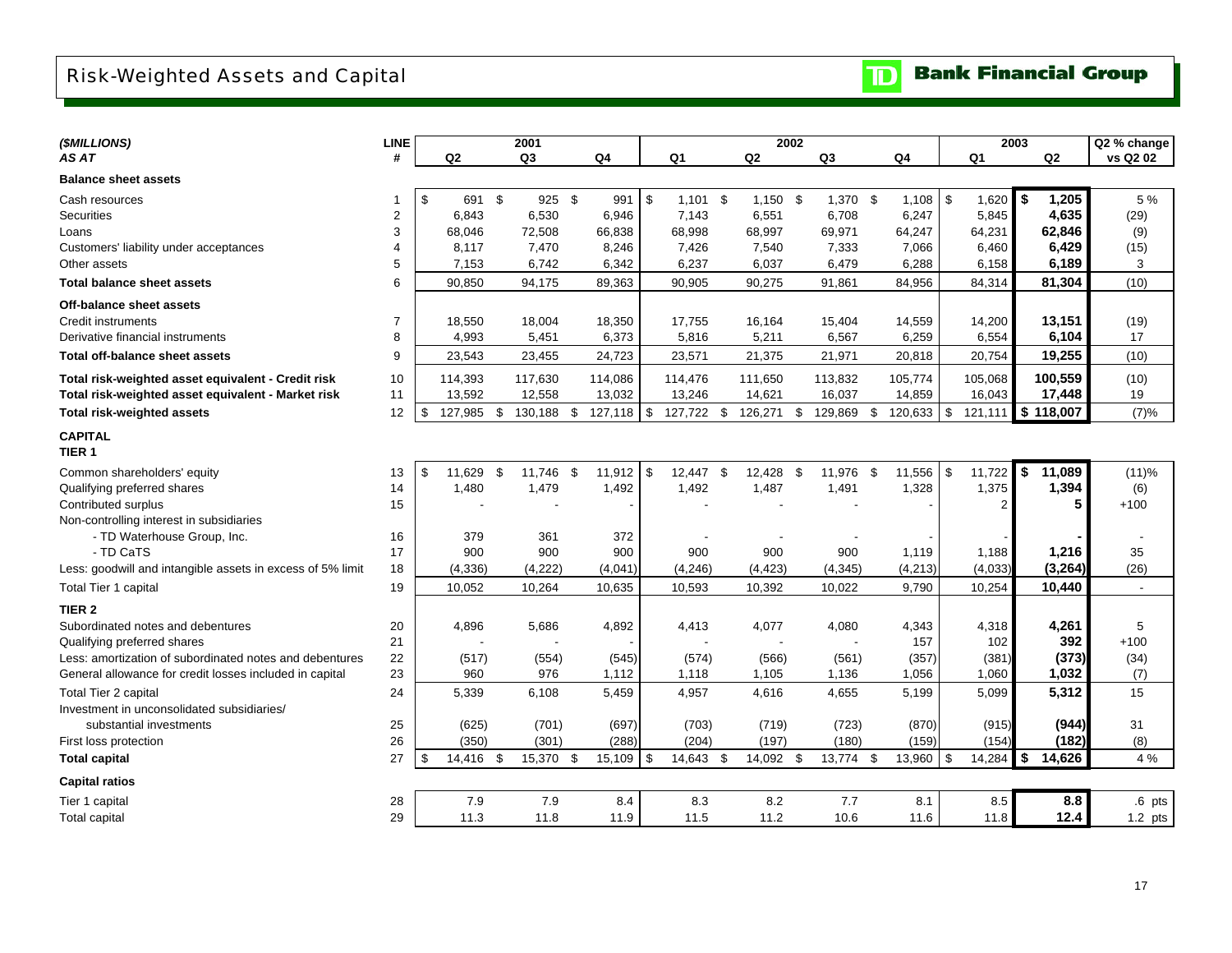# Risk-Weighted Assets and Capital

TD Bank Financial Group

| *($MILLIONS)* | LINE | 2001 | | | 2002 | | | | 2003 | | Q2 % change |
|---|---|---|---|---|---|---|---|---|---|---|---|
| *AS AT* | # | Q2 | Q3 | Q4 | Q1 | Q2 | Q3 | Q4 | Q1 | Q2 | vs Q2 02 |
| **Balance sheet assets** | | | | | | | | | | | |
| Cash resources | 1 | $ 691 | $ 925 | $ 991 | $ 1,101 | $ 1,150 | $ 1,370 | $ 1,108 | $ 1,620 | **$ 1,205** | 5 % |
| Securities | 2 | 6,843 | 6,530 | 6,946 | 7,143 | 6,551 | 6,708 | 6,247 | 5,845 | **4,635** | (29) |
| Loans | 3 | 68,046 | 72,508 | 66,838 | 68,998 | 68,997 | 69,971 | 64,247 | 64,231 | **62,846** | (9) |
| Customers' liability under acceptances | 4 | 8,117 | 7,470 | 8,246 | 7,426 | 7,540 | 7,333 | 7,066 | 6,460 | **6,429** | (15) |
| Other assets | 5 | 7,153 | 6,742 | 6,342 | 6,237 | 6,037 | 6,479 | 6,288 | 6,158 | **6,189** | 3 |
| **Total balance sheet assets** | 6 | 90,850 | 94,175 | 89,363 | 90,905 | 90,275 | 91,861 | 84,956 | 84,314 | **81,304** | (10) |
| **Off-balance sheet assets** | | | | | | | | | | | |
| Credit instruments | 7 | 18,550 | 18,004 | 18,350 | 17,755 | 16,164 | 15,404 | 14,559 | 14,200 | **13,151** | (19) |
| Derivative financial instruments | 8 | 4,993 | 5,451 | 6,373 | 5,816 | 5,211 | 6,567 | 6,259 | 6,554 | **6,104** | 17 |
| **Total off-balance sheet assets** | 9 | 23,543 | 23,455 | 24,723 | 23,571 | 21,375 | 21,971 | 20,818 | 20,754 | **19,255** | (10) |
| **Total risk-weighted asset equivalent - Credit risk** | 10 | 114,393 | 117,630 | 114,086 | 114,476 | 111,650 | 113,832 | 105,774 | 105,068 | **100,559** | (10) |
| **Total risk-weighted asset equivalent - Market risk** | 11 | 13,592 | 12,558 | 13,032 | 13,246 | 14,621 | 16,037 | 14,859 | 16,043 | **17,448** | 19 |
| **Total risk-weighted assets** | 12 | $ 127,985 | $ 130,188 | $ 127,118 | $ 127,722 | $ 126,271 | $ 129,869 | $ 120,633 | $ 121,111 | **$ 118,007** | (7)% |
| **CAPITAL** | | | | | | | | | | | |
| **TIER 1** | | | | | | | | | | | |
| Common shareholders' equity | 13 | $ 11,629 | $ 11,746 | $ 11,912 | $ 12,447 | $ 12,428 | $ 11,976 | $ 11,556 | $ 11,722 | **$ 11,089** | (11)% |
| Qualifying preferred shares | 14 | 1,480 | 1,479 | 1,492 | 1,492 | 1,487 | 1,491 | 1,328 | 1,375 | **1,394** | (6) |
| Contributed surplus | 15 | - | - | - | - | - | - | - | 2 | **5** | +100 |
| Non-controlling interest in subsidiaries | | | | | | | | | | | |
| - TD Waterhouse Group, Inc. | 16 | 379 | 361 | 372 | - | - | - | - | - | **-** | - |
| - TD CaTS | 17 | 900 | 900 | 900 | 900 | 900 | 900 | 1,119 | 1,188 | **1,216** | 35 |
| Less: goodwill and intangible assets in excess of 5% limit | 18 | (4,336) | (4,222) | (4,041) | (4,246) | (4,423) | (4,345) | (4,213) | (4,033) | **(3,264)** | (26) |
| Total Tier 1 capital | 19 | 10,052 | 10,264 | 10,635 | 10,593 | 10,392 | 10,022 | 9,790 | 10,254 | **10,440** | - |
| **TIER 2** | | | | | | | | | | | |
| Subordinated notes and debentures | 20 | 4,896 | 5,686 | 4,892 | 4,413 | 4,077 | 4,080 | 4,343 | 4,318 | **4,261** | 5 |
| Qualifying preferred shares | 21 | - | - | - | - | - | - | 157 | 102 | **392** | +100 |
| Less: amortization of subordinated notes and debentures | 22 | (517) | (554) | (545) | (574) | (566) | (561) | (357) | (381) | **(373)** | (34) |
| General allowance for credit losses included in capital | 23 | 960 | 976 | 1,112 | 1,118 | 1,105 | 1,136 | 1,056 | 1,060 | **1,032** | (7) |
| Total Tier 2 capital | 24 | 5,339 | 6,108 | 5,459 | 4,957 | 4,616 | 4,655 | 5,199 | 5,099 | **5,312** | 15 |
| Investment in unconsolidated subsidiaries/ substantial investments | 25 | (625) | (701) | (697) | (703) | (719) | (723) | (870) | (915) | **(944)** | 31 |
| First loss protection | 26 | (350) | (301) | (288) | (204) | (197) | (180) | (159) | (154) | **(182)** | (8) |
| **Total capital** | 27 | $ 14,416 | $ 15,370 | $ 15,109 | $ 14,643 | $ 14,092 | $ 13,774 | $ 13,960 | $ 14,284 | **$ 14,626** | 4 % |
| **Capital ratios** | | | | | | | | | | | |
| Tier 1 capital | 28 | 7.9 | 7.9 | 8.4 | 8.3 | 8.2 | 7.7 | 8.1 | 8.5 | **8.8** | .6 pts |
| Total capital | 29 | 11.3 | 11.8 | 11.9 | 11.5 | 11.2 | 10.6 | 11.6 | 11.8 | **12.4** | 1.2 pts |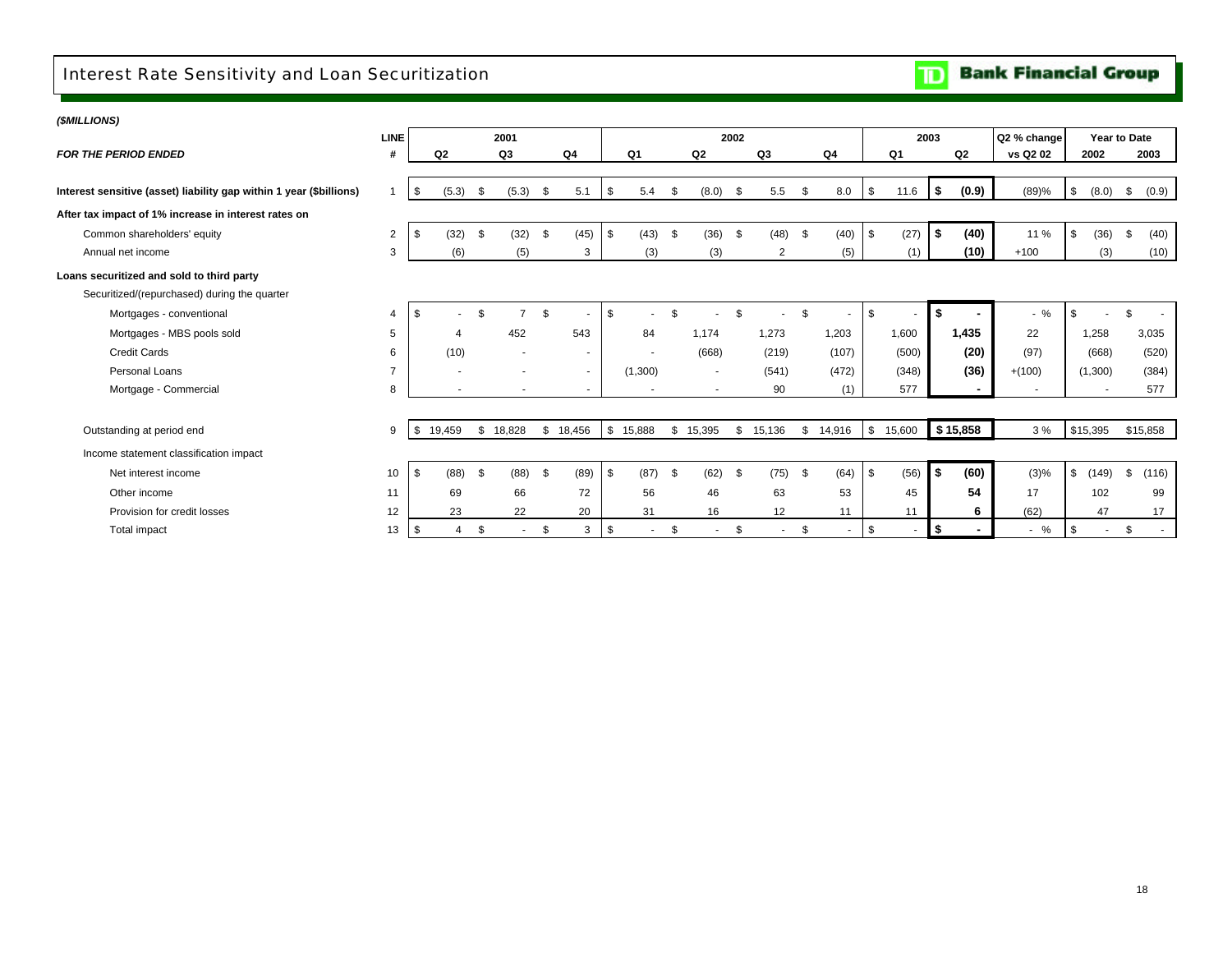# Interest Rate Sensitivity and Loan Securitization

**Bank Financial Group**

***($MILLIONS)***

| ***FOR THE PERIOD ENDED*** | **LINE #** | **2001 Q2** | **2001 Q3** | **2001 Q4** | **2002 Q1** | **2002 Q2** | **2002 Q3** | **2002 Q4** | **2003 Q1** | **2003 Q2** | **Q2 % change vs Q2 02** | **Year to Date 2002** | **Year to Date 2003** |
|---|---|---|---|---|---|---|---|---|---|---|---|---|---|
| **Interest sensitive (asset) liability gap within 1 year ($billions)** | 1 | $ (5.3) | $ (5.3) | $ 5.1 | $ 5.4 | $ (8.0) | $ 5.5 | $ 8.0 | $ 11.6 | **$ (0.9)** | (89)% | $ (8.0) | $ (0.9) |
| **After tax impact of 1% increase in interest rates on** | | | | | | | | | | | | | |
| Common shareholders' equity | 2 | $ (32) | $ (32) | $ (45) | $ (43) | $ (36) | $ (48) | $ (40) | $ (27) | **$ (40)** | 11 % | $ (36) | $ (40) |
| Annual net income | 3 | (6) | (5) | 3 | (3) | (3) | 2 | (5) | (1) | **(10)** | +100 | (3) | (10) |
| **Loans securitized and sold to third party** | | | | | | | | | | | | | |
| Securitized/(repurchased) during the quarter | | | | | | | | | | | | | |
| Mortgages - conventional | 4 | $ - | $ 7 | $ - | $ - | $ - | $ - | $ - | $ - | **$ -** | - % | $ - | $ - |
| Mortgages - MBS pools sold | 5 | 4 | 452 | 543 | 84 | 1,174 | 1,273 | 1,203 | 1,600 | **1,435** | 22 | 1,258 | 3,035 |
| Credit Cards | 6 | (10) | - | - | - | (668) | (219) | (107) | (500) | **(20)** | (97) | (668) | (520) |
| Personal Loans | 7 | - | - | - | (1,300) | - | (541) | (472) | (348) | **(36)** | +(100) | (1,300) | (384) |
| Mortgage - Commercial | 8 | - | - | - | - | - | 90 | (1) | 577 | **-** | - | - | 577 |
| Outstanding at period end | 9 | $ 19,459 | $ 18,828 | $ 18,456 | $ 15,888 | $ 15,395 | $ 15,136 | $ 14,916 | $ 15,600 | **$ 15,858** | 3 % | $15,395 | $15,858 |
| Income statement classification impact | | | | | | | | | | | | | |
| Net interest income | 10 | $ (88) | $ (88) | $ (89) | $ (87) | $ (62) | $ (75) | $ (64) | $ (56) | **$ (60)** | (3)% | $ (149) | $ (116) |
| Other income | 11 | 69 | 66 | 72 | 56 | 46 | 63 | 53 | 45 | **54** | 17 | 102 | 99 |
| Provision for credit losses | 12 | 23 | 22 | 20 | 31 | 16 | 12 | 11 | 11 | **6** | (62) | 47 | 17 |
| Total impact | 13 | $ 4 | $ - | $ 3 | $ - | $ - | $ - | $ - | $ - | **$ -** | - % | $ - | $ - |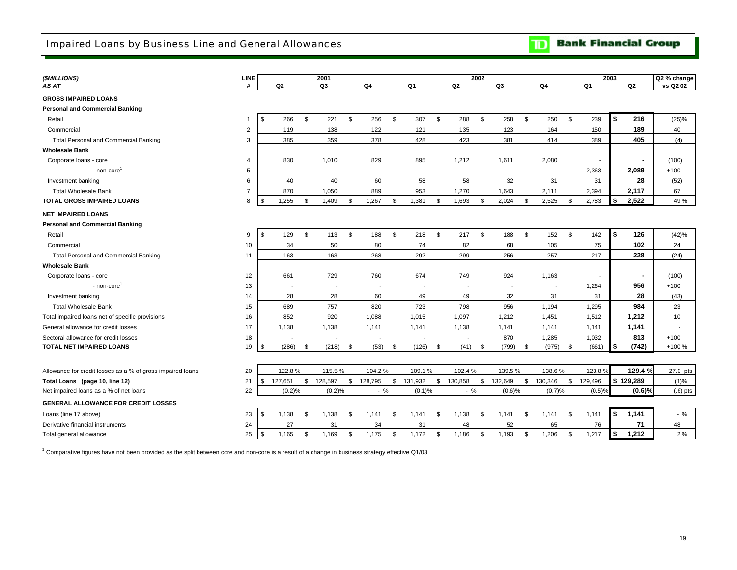# Impaired Loans by Business Line and General Allowances

**Bank Financial Group**

| *($MILLIONS)* *AS AT* | LINE # | 2001 Q2 | 2001 Q3 | 2001 Q4 | 2002 Q1 | 2002 Q2 | 2002 Q3 | 2002 Q4 | 2003 Q1 | 2003 Q2 | Q2 % change vs Q2 02 |
|---|---|---|---|---|---|---|---|---|---|---|---|
| **GROSS IMPAIRED LOANS** | | | | | | | | | | | |
| **Personal and Commercial Banking** | | | | | | | | | | | |
| Retail | 1 | $ 266 | $ 221 | $ 256 | $ 307 | $ 288 | $ 258 | $ 250 | $ 239 | **$ 216** | (25)% |
| Commercial | 2 | 119 | 138 | 122 | 121 | 135 | 123 | 164 | 150 | **189** | 40 |
| Total Personal and Commercial Banking | 3 | 385 | 359 | 378 | 428 | 423 | 381 | 414 | 389 | **405** | (4) |
| **Wholesale Bank** | | | | | | | | | | | |
| Corporate loans - core | 4 | 830 | 1,010 | 829 | 895 | 1,212 | 1,611 | 2,080 | - | **-** | (100) |
| - non-core[1] | 5 | - | - | - | - | - | - | - | 2,363 | **2,089** | +100 |
| Investment banking | 6 | 40 | 40 | 60 | 58 | 58 | 32 | 31 | 31 | **28** | (52) |
| Total Wholesale Bank | 7 | 870 | 1,050 | 889 | 953 | 1,270 | 1,643 | 2,111 | 2,394 | **2,117** | 67 |
| **TOTAL GROSS IMPAIRED LOANS** | 8 | $ 1,255 | $ 1,409 | $ 1,267 | $ 1,381 | $ 1,693 | $ 2,024 | $ 2,525 | $ 2,783 | **$ 2,522** | 49 % |
| **NET IMPAIRED LOANS** | | | | | | | | | | | |
| **Personal and Commercial Banking** | | | | | | | | | | | |
| Retail | 9 | $ 129 | $ 113 | $ 188 | $ 218 | $ 217 | $ 188 | $ 152 | $ 142 | **$ 126** | (42)% |
| Commercial | 10 | 34 | 50 | 80 | 74 | 82 | 68 | 105 | 75 | **102** | 24 |
| Total Personal and Commercial Banking | 11 | 163 | 163 | 268 | 292 | 299 | 256 | 257 | 217 | **228** | (24) |
| **Wholesale Bank** | | | | | | | | | | | |
| Corporate loans - core | 12 | 661 | 729 | 760 | 674 | 749 | 924 | 1,163 | - | **-** | (100) |
| - non-core[1] | 13 | - | - | - | - | - | - | - | 1,264 | **956** | +100 |
| Investment banking | 14 | 28 | 28 | 60 | 49 | 49 | 32 | 31 | 31 | **28** | (43) |
| Total Wholesale Bank | 15 | 689 | 757 | 820 | 723 | 798 | 956 | 1,194 | 1,295 | **984** | 23 |
| Total impaired loans net of specific provisions | 16 | 852 | 920 | 1,088 | 1,015 | 1,097 | 1,212 | 1,451 | 1,512 | **1,212** | 10 |
| General allowance for credit losses | 17 | 1,138 | 1,138 | 1,141 | 1,141 | 1,138 | 1,141 | 1,141 | 1,141 | **1,141** | - |
| Sectoral allowance for credit losses | 18 | - | - | - | - | - | 870 | 1,285 | 1,032 | **813** | +100 |
| **TOTAL NET IMPAIRED LOANS** | 19 | $ (286) | $ (218) | $ (53) | $ (126) | $ (41) | $ (799) | $ (975) | $ (661) | **$ (742)** | +100 % |
| Allowance for credit losses as a % of gross impaired loans | 20 | 122.8 % | 115.5 % | 104.2 % | 109.1 % | 102.4 % | 139.5 % | 138.6 % | 123.8 % | **129.4 %** | 27.0 pts |
| **Total Loans (page 10, line 12)** | 21 | $ 127,651 | $ 128,597 | $ 128,795 | $ 131,932 | $ 130,858 | $ 132,649 | $ 130,346 | $ 129,496 | **$ 129,289** | (1)% |
| Net impaired loans as a % of net loans | 22 | (0.2)% | (0.2)% | - % | (0.1)% | - % | (0.6)% | (0.7)% | (0.5)% | **(0.6)%** | (.6) pts |
| **GENERAL ALLOWANCE FOR CREDIT LOSSES** | | | | | | | | | | | |
| Loans (line 17 above) | 23 | $ 1,138 | $ 1,138 | $ 1,141 | $ 1,141 | $ 1,138 | $ 1,141 | $ 1,141 | $ 1,141 | **$ 1,141** | - % |
| Derivative financial instruments | 24 | 27 | 31 | 34 | 31 | 48 | 52 | 65 | 76 | **71** | 48 |
| Total general allowance | 25 | $ 1,165 | $ 1,169 | $ 1,175 | $ 1,172 | $ 1,186 | $ 1,193 | $ 1,206 | $ 1,217 | **$ 1,212** | 2 % |

[1] Comparative figures have not been provided as the split between core and non-core is a result of a change in business strategy effective Q1/03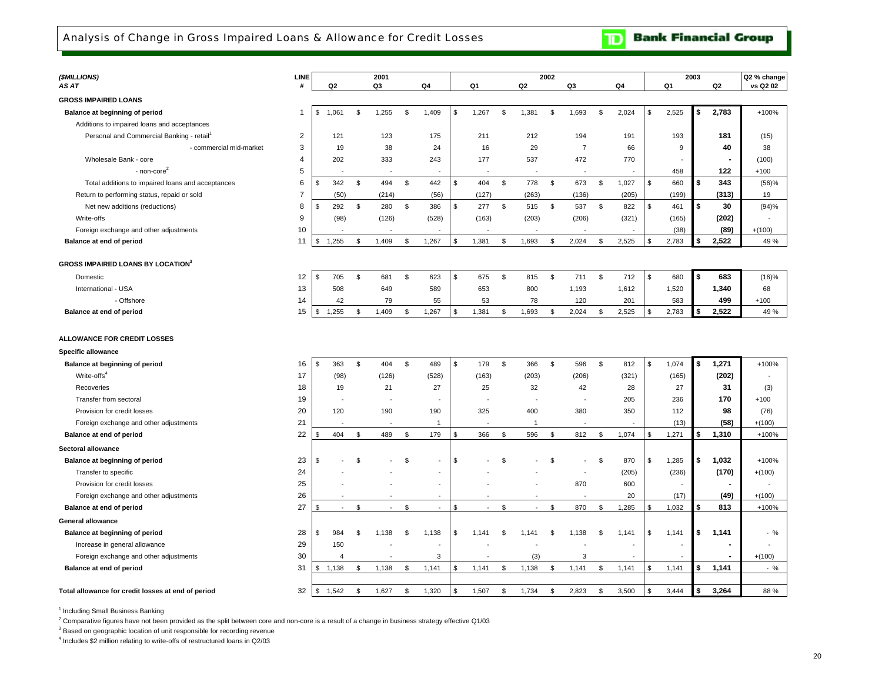# Analysis of Change in Gross Impaired Loans & Allowance for Credit Losses

**Bank Financial Group**

| ($MILLIONS) AS AT | LINE # | 2001 Q2 | 2001 Q3 | 2001 Q4 | 2002 Q1 | 2002 Q2 | 2002 Q3 | 2002 Q4 | 2003 Q1 | 2003 Q2 | Q2 % change vs Q2 02 |
|---|---|---|---|---|---|---|---|---|---|---|---|
| **GROSS IMPAIRED LOANS** | | | | | | | | | | | |
| **Balance at beginning of period** | 1 | $ 1,061 | $ 1,255 | $ 1,409 | $ 1,267 | $ 1,381 | $ 1,693 | $ 2,024 | $ 2,525 | **$ 2,783** | +100% |
| Additions to impaired loans and acceptances | | | | | | | | | | | |
| Personal and Commercial Banking - retail[1] | 2 | 121 | 123 | 175 | 211 | 212 | 194 | 191 | 193 | **181** | (15) |
| - commercial mid-market | 3 | 19 | 38 | 24 | 16 | 29 | 7 | 66 | 9 | **40** | 38 |
| Wholesale Bank - core | 4 | 202 | 333 | 243 | 177 | 537 | 472 | 770 | - | **-** | (100) |
| - non-core[2] | 5 | - | - | - | - | - | - | - | 458 | **122** | +100 |
| Total additions to impaired loans and acceptances | 6 | $ 342 | $ 494 | $ 442 | $ 404 | $ 778 | $ 673 | $ 1,027 | $ 660 | **$ 343** | (56)% |
| Return to performing status, repaid or sold | 7 | (50) | (214) | (56) | (127) | (263) | (136) | (205) | (199) | **(313)** | 19 |
| Net new additions (reductions) | 8 | $ 292 | $ 280 | $ 386 | $ 277 | $ 515 | $ 537 | $ 822 | $ 461 | **$ 30** | (94)% |
| Write-offs | 9 | (98) | (126) | (528) | (163) | (203) | (206) | (321) | (165) | **(202)** | - |
| Foreign exchange and other adjustments | 10 | - | - | - | - | - | - | - | (38) | **(89)** | +(100) |
| **Balance at end of period** | 11 | $ 1,255 | $ 1,409 | $ 1,267 | $ 1,381 | $ 1,693 | $ 2,024 | $ 2,525 | $ 2,783 | **$ 2,522** | 49 % |
| **GROSS IMPAIRED LOANS BY LOCATION[3]** | | | | | | | | | | | |
| Domestic | 12 | $ 705 | $ 681 | $ 623 | $ 675 | $ 815 | $ 711 | $ 712 | $ 680 | **$ 683** | (16)% |
| International - USA | 13 | 508 | 649 | 589 | 653 | 800 | 1,193 | 1,612 | 1,520 | **1,340** | 68 |
| - Offshore | 14 | 42 | 79 | 55 | 53 | 78 | 120 | 201 | 583 | **499** | +100 |
| **Balance at end of period** | 15 | $ 1,255 | $ 1,409 | $ 1,267 | $ 1,381 | $ 1,693 | $ 2,024 | $ 2,525 | $ 2,783 | **$ 2,522** | 49 % |
| **ALLOWANCE FOR CREDIT LOSSES** | | | | | | | | | | | |
| **Specific allowance** | | | | | | | | | | | |
| **Balance at beginning of period** | 16 | $ 363 | $ 404 | $ 489 | $ 179 | $ 366 | $ 596 | $ 812 | $ 1,074 | **$ 1,271** | +100% |
| Write-offs[4] | 17 | (98) | (126) | (528) | (163) | (203) | (206) | (321) | (165) | **(202)** | - |
| Recoveries | 18 | 19 | 21 | 27 | 25 | 32 | 42 | 28 | 27 | **31** | (3) |
| Transfer from sectoral | 19 | - | - | - | - | - | - | 205 | 236 | **170** | +100 |
| Provision for credit losses | 20 | 120 | 190 | 190 | 325 | 400 | 380 | 350 | 112 | **98** | (76) |
| Foreign exchange and other adjustments | 21 | - | - | 1 | - | 1 | - | - | (13) | **(58)** | +(100) |
| **Balance at end of period** | 22 | $ 404 | $ 489 | $ 179 | $ 366 | $ 596 | $ 812 | $ 1,074 | $ 1,271 | **$ 1,310** | +100% |
| **Sectoral allowance** | | | | | | | | | | | |
| **Balance at beginning of period** | 23 | $ - | $ - | $ - | $ - | $ - | $ - | $ 870 | $ 1,285 | **$ 1,032** | +100% |
| Transfer to specific | 24 | - | - | - | - | - | - | (205) | (236) | **(170)** | +(100) |
| Provision for credit losses | 25 | - | - | - | - | - | 870 | 600 | - | **-** | - |
| Foreign exchange and other adjustments | 26 | - | - | - | - | - | - | 20 | (17) | **(49)** | +(100) |
| **Balance at end of period** | 27 | $ - | $ - | $ - | $ - | $ - | $ 870 | $ 1,285 | $ 1,032 | **$ 813** | +100% |
| **General allowance** | | | | | | | | | | | |
| **Balance at beginning of period** | 28 | $ 984 | $ 1,138 | $ 1,138 | $ 1,141 | $ 1,141 | $ 1,138 | $ 1,141 | $ 1,141 | **$ 1,141** | - % |
| Increase in general allowance | 29 | 150 | - | - | - | - | - | - | - | **-** | - |
| Foreign exchange and other adjustments | 30 | 4 | - | 3 | - | (3) | 3 | - | - | **-** | +(100) |
| **Balance at end of period** | 31 | $ 1,138 | $ 1,138 | $ 1,141 | $ 1,141 | $ 1,138 | $ 1,141 | $ 1,141 | $ 1,141 | **$ 1,141** | - % |
| **Total allowance for credit losses at end of period** | 32 | $ 1,542 | $ 1,627 | $ 1,320 | $ 1,507 | $ 1,734 | $ 2,823 | $ 3,500 | $ 3,444 | **$ 3,264** | 88 % |

[1] Including Small Business Banking

[2] Comparative figures have not been provided as the split between core and non-core is a result of a change in business strategy effective Q1/03

[3] Based on geographic location of unit responsible for recording revenue

[4] Includes $2 million relating to write-offs of restructured loans in Q2/03